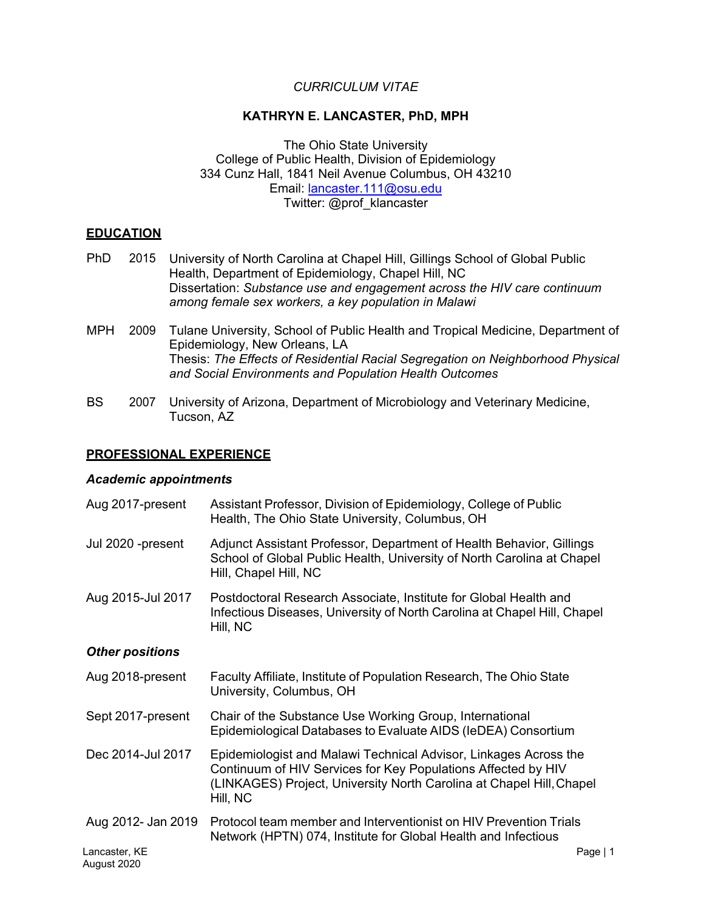*CURRICULUM VITAE*

# KATHRYN E. LANCASTER, PhD, MPH

The Ohio State University
College of Public Health, Division of Epidemiology
334 Cunz Hall, 1841 Neil Avenue Columbus, OH 43210
Email: lancaster.111@osu.edu
Twitter: @prof_klancaster

## EDUCATION

PhD 2015 University of North Carolina at Chapel Hill, Gillings School of Global Public Health, Department of Epidemiology, Chapel Hill, NC
Dissertation: *Substance use and engagement across the HIV care continuum among female sex workers, a key population in Malawi*

MPH 2009 Tulane University, School of Public Health and Tropical Medicine, Department of Epidemiology, New Orleans, LA
Thesis: *The Effects of Residential Racial Segregation on Neighborhood Physical and Social Environments and Population Health Outcomes*

BS 2007 University of Arizona, Department of Microbiology and Veterinary Medicine, Tucson, AZ

## PROFESSIONAL EXPERIENCE

### *Academic appointments*

Aug 2017-present Assistant Professor, Division of Epidemiology, College of Public Health, The Ohio State University, Columbus, OH

Jul 2020 -present Adjunct Assistant Professor, Department of Health Behavior, Gillings School of Global Public Health, University of North Carolina at Chapel Hill, Chapel Hill, NC

Aug 2015-Jul 2017 Postdoctoral Research Associate, Institute for Global Health and Infectious Diseases, University of North Carolina at Chapel Hill, Chapel Hill, NC

### *Other positions*

Aug 2018-present Faculty Affiliate, Institute of Population Research, The Ohio State University, Columbus, OH

Sept 2017-present Chair of the Substance Use Working Group, International Epidemiological Databases to Evaluate AIDS (IeDEA) Consortium

Dec 2014-Jul 2017 Epidemiologist and Malawi Technical Advisor, Linkages Across the Continuum of HIV Services for Key Populations Affected by HIV (LINKAGES) Project, University North Carolina at Chapel Hill, Chapel Hill, NC

Aug 2012- Jan 2019 Protocol team member and Interventionist on HIV Prevention Trials Network (HPTN) 074, Institute for Global Health and Infectious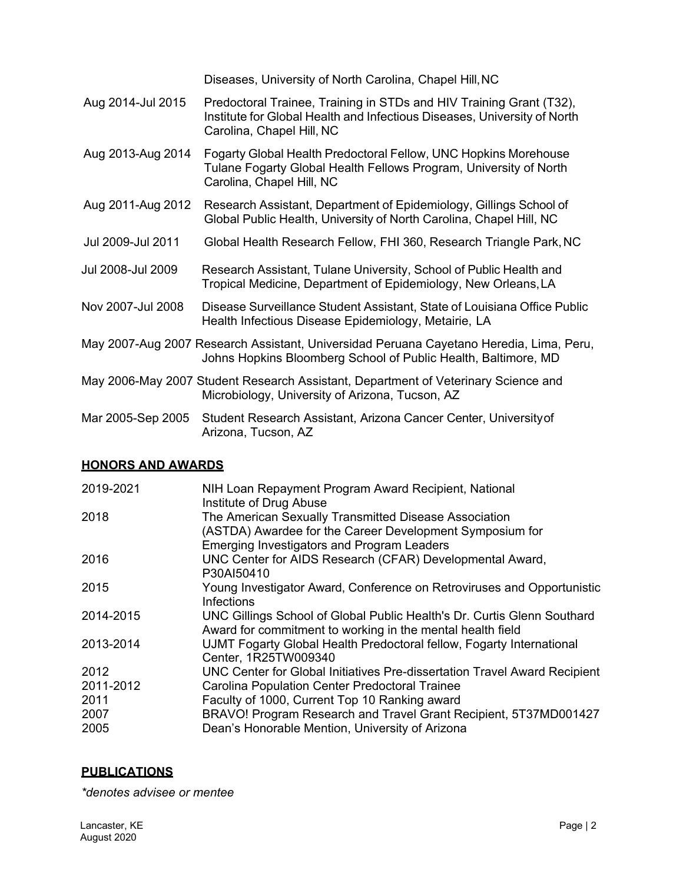Diseases, University of North Carolina, Chapel Hill, NC

| | |
|---|---|
| Aug 2014-Jul 2015 | Predoctoral Trainee, Training in STDs and HIV Training Grant (T32), Institute for Global Health and Infectious Diseases, University of North Carolina, Chapel Hill, NC |
| Aug 2013-Aug 2014 | Fogarty Global Health Predoctoral Fellow, UNC Hopkins Morehouse Tulane Fogarty Global Health Fellows Program, University of North Carolina, Chapel Hill, NC |
| Aug 2011-Aug 2012 | Research Assistant, Department of Epidemiology, Gillings School of Global Public Health, University of North Carolina, Chapel Hill, NC |
| Jul 2009-Jul 2011 | Global Health Research Fellow, FHI 360, Research Triangle Park, NC |
| Jul 2008-Jul 2009 | Research Assistant, Tulane University, School of Public Health and Tropical Medicine, Department of Epidemiology, New Orleans, LA |
| Nov 2007-Jul 2008 | Disease Surveillance Student Assistant, State of Louisiana Office Public Health Infectious Disease Epidemiology, Metairie, LA |
| May 2007-Aug 2007 | Research Assistant, Universidad Peruana Cayetano Heredia, Lima, Peru, Johns Hopkins Bloomberg School of Public Health, Baltimore, MD |
| May 2006-May 2007 | Student Research Assistant, Department of Veterinary Science and Microbiology, University of Arizona, Tucson, AZ |
| Mar 2005-Sep 2005 | Student Research Assistant, Arizona Cancer Center, University of Arizona, Tucson, AZ |

## HONORS AND AWARDS

| | |
|---|---|
| 2019-2021 | NIH Loan Repayment Program Award Recipient, National Institute of Drug Abuse |
| 2018 | The American Sexually Transmitted Disease Association (ASTDA) Awardee for the Career Development Symposium for Emerging Investigators and Program Leaders |
| 2016 | UNC Center for AIDS Research (CFAR) Developmental Award, P30AI50410 |
| 2015 | Young Investigator Award, Conference on Retroviruses and Opportunistic Infections |
| 2014-2015 | UNC Gillings School of Global Public Health's Dr. Curtis Glenn Southard Award for commitment to working in the mental health field |
| 2013-2014 | UJMT Fogarty Global Health Predoctoral fellow, Fogarty International Center, 1R25TW009340 |
| 2012 | UNC Center for Global Initiatives Pre-dissertation Travel Award Recipient |
| 2011-2012 | Carolina Population Center Predoctoral Trainee |
| 2011 | Faculty of 1000, Current Top 10 Ranking award |
| 2007 | BRAVO! Program Research and Travel Grant Recipient, 5T37MD001427 |
| 2005 | Dean's Honorable Mention, University of Arizona |

## PUBLICATIONS

*\*denotes advisee or mentee*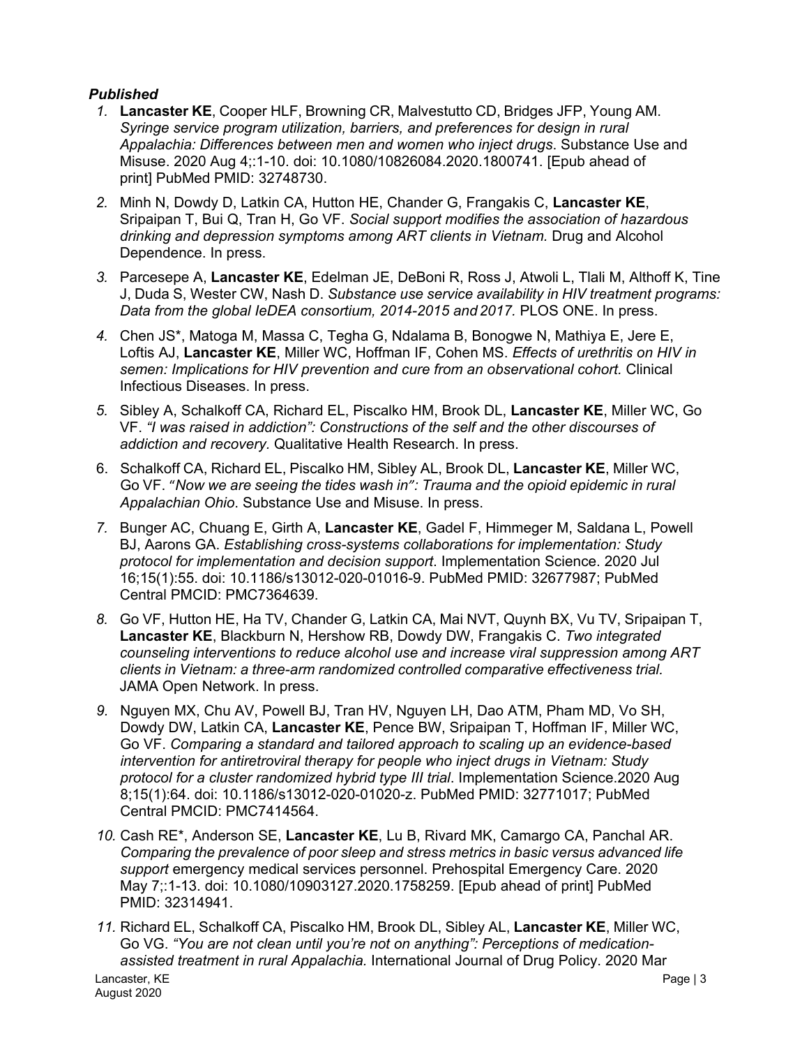***Published***

1. **Lancaster KE**, Cooper HLF, Browning CR, Malvestutto CD, Bridges JFP, Young AM. *Syringe service program utilization, barriers, and preferences for design in rural Appalachia: Differences between men and women who inject drugs*. Substance Use and Misuse. 2020 Aug 4;:1-10. doi: 10.1080/10826084.2020.1800741. [Epub ahead of print] PubMed PMID: 32748730.
2. Minh N, Dowdy D, Latkin CA, Hutton HE, Chander G, Frangakis C, **Lancaster KE**, Sripaipan T, Bui Q, Tran H, Go VF. *Social support modifies the association of hazardous drinking and depression symptoms among ART clients in Vietnam.* Drug and Alcohol Dependence. In press.
3. Parcesepe A, **Lancaster KE**, Edelman JE, DeBoni R, Ross J, Atwoli L, Tlali M, Althoff K, Tine J, Duda S, Wester CW, Nash D. *Substance use service availability in HIV treatment programs: Data from the global IeDEA consortium, 2014-2015 and 2017.* PLOS ONE. In press.
4. Chen JS*, Matoga M, Massa C, Tegha G, Ndalama B, Bonogwe N, Mathiya E, Jere E, Loftis AJ, **Lancaster KE**, Miller WC, Hoffman IF, Cohen MS. *Effects of urethritis on HIV in semen: Implications for HIV prevention and cure from an observational cohort.* Clinical Infectious Diseases. In press.
5. Sibley A, Schalkoff CA, Richard EL, Piscalko HM, Brook DL, **Lancaster KE**, Miller WC, Go VF. *"I was raised in addiction": Constructions of the self and the other discourses of addiction and recovery.* Qualitative Health Research. In press.
6. Schalkoff CA, Richard EL, Piscalko HM, Sibley AL, Brook DL, **Lancaster KE**, Miller WC, Go VF. *"Now we are seeing the tides wash in": Trauma and the opioid epidemic in rural Appalachian Ohio*. Substance Use and Misuse. In press.
7. Bunger AC, Chuang E, Girth A, **Lancaster KE**, Gadel F, Himmeger M, Saldana L, Powell BJ, Aarons GA. *Establishing cross-systems collaborations for implementation: Study protocol for implementation and decision support*. Implementation Science. 2020 Jul 16;15(1):55. doi: 10.1186/s13012-020-01016-9. PubMed PMID: 32677987; PubMed Central PMCID: PMC7364639.
8. Go VF, Hutton HE, Ha TV, Chander G, Latkin CA, Mai NVT, Quynh BX, Vu TV, Sripaipan T, **Lancaster KE**, Blackburn N, Hershow RB, Dowdy DW, Frangakis C. *Two integrated counseling interventions to reduce alcohol use and increase viral suppression among ART clients in Vietnam: a three-arm randomized controlled comparative effectiveness trial.* JAMA Open Network. In press.
9. Nguyen MX, Chu AV, Powell BJ, Tran HV, Nguyen LH, Dao ATM, Pham MD, Vo SH, Dowdy DW, Latkin CA, **Lancaster KE**, Pence BW, Sripaipan T, Hoffman IF, Miller WC, Go VF. *Comparing a standard and tailored approach to scaling up an evidence-based intervention for antiretroviral therapy for people who inject drugs in Vietnam: Study protocol for a cluster randomized hybrid type III trial*. Implementation Science.2020 Aug 8;15(1):64. doi: 10.1186/s13012-020-01020-z. PubMed PMID: 32771017; PubMed Central PMCID: PMC7414564.
10. Cash RE*, Anderson SE, **Lancaster KE**, Lu B, Rivard MK, Camargo CA, Panchal AR. *Comparing the prevalence of poor sleep and stress metrics in basic versus advanced life support* emergency medical services personnel. Prehospital Emergency Care. 2020 May 7;:1-13. doi: 10.1080/10903127.2020.1758259. [Epub ahead of print] PubMed PMID: 32314941.
11. Richard EL, Schalkoff CA, Piscalko HM, Brook DL, Sibley AL, **Lancaster KE**, Miller WC, Go VG. *"You are not clean until you're not on anything": Perceptions of medication-assisted treatment in rural Appalachia.* International Journal of Drug Policy. 2020 Mar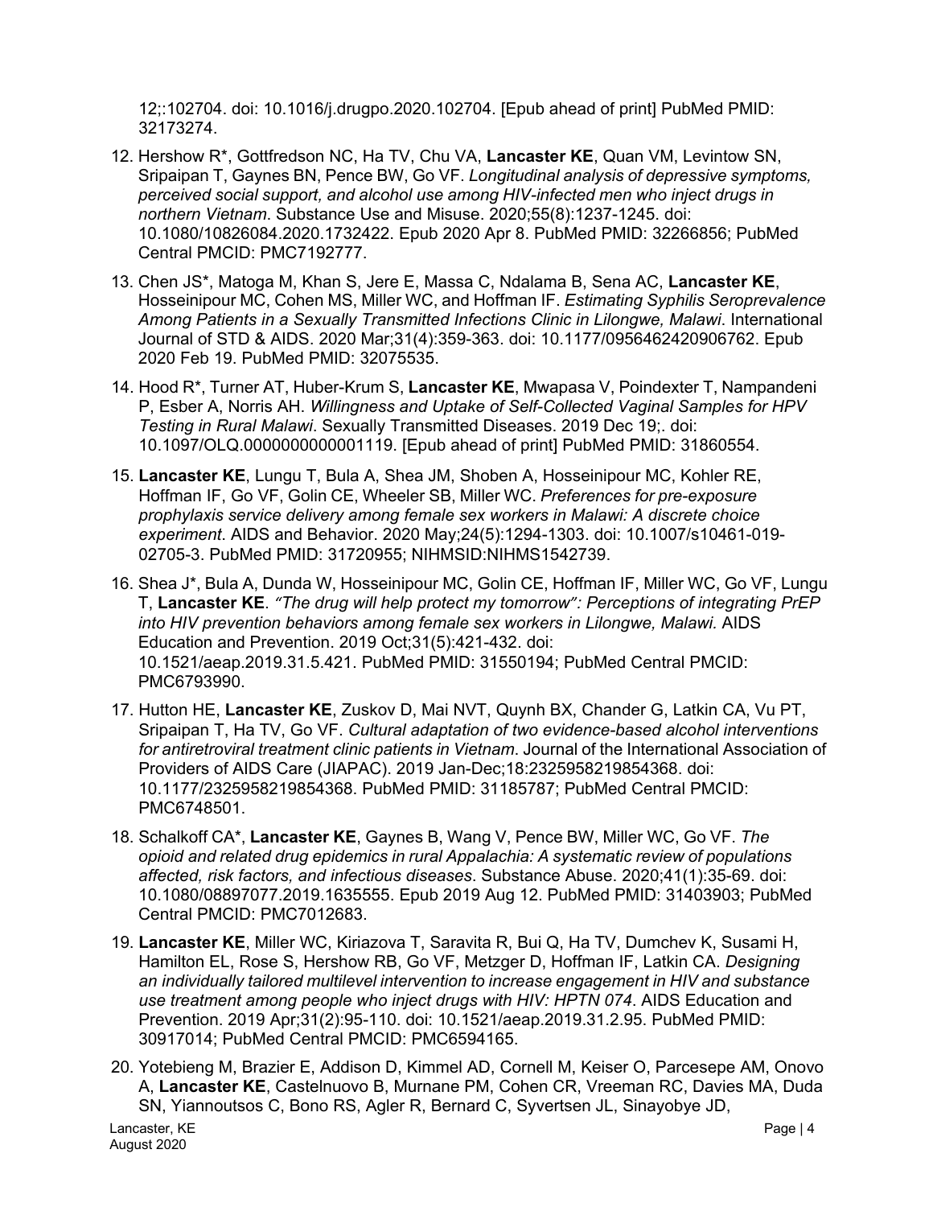12;:102704. doi: 10.1016/j.drugpo.2020.102704. [Epub ahead of print] PubMed PMID: 32173274.

12. Hershow R*, Gottfredson NC, Ha TV, Chu VA, **Lancaster KE**, Quan VM, Levintow SN, Sripaipan T, Gaynes BN, Pence BW, Go VF. *Longitudinal analysis of depressive symptoms, perceived social support, and alcohol use among HIV-infected men who inject drugs in northern Vietnam*. Substance Use and Misuse. 2020;55(8):1237-1245. doi: 10.1080/10826084.2020.1732422. Epub 2020 Apr 8. PubMed PMID: 32266856; PubMed Central PMCID: PMC7192777.

13. Chen JS*, Matoga M, Khan S, Jere E, Massa C, Ndalama B, Sena AC, **Lancaster KE**, Hosseinipour MC, Cohen MS, Miller WC, and Hoffman IF. *Estimating Syphilis Seroprevalence Among Patients in a Sexually Transmitted Infections Clinic in Lilongwe, Malawi*. International Journal of STD & AIDS. 2020 Mar;31(4):359-363. doi: 10.1177/0956462420906762. Epub 2020 Feb 19. PubMed PMID: 32075535.

14. Hood R*, Turner AT, Huber-Krum S, **Lancaster KE**, Mwapasa V, Poindexter T, Nampandeni P, Esber A, Norris AH. *Willingness and Uptake of Self-Collected Vaginal Samples for HPV Testing in Rural Malawi*. Sexually Transmitted Diseases. 2019 Dec 19;. doi: 10.1097/OLQ.0000000000001119. [Epub ahead of print] PubMed PMID: 31860554.

15. **Lancaster KE**, Lungu T, Bula A, Shea JM, Shoben A, Hosseinipour MC, Kohler RE, Hoffman IF, Go VF, Golin CE, Wheeler SB, Miller WC. *Preferences for pre-exposure prophylaxis service delivery among female sex workers in Malawi: A discrete choice experiment*. AIDS and Behavior. 2020 May;24(5):1294-1303. doi: 10.1007/s10461-019-02705-3. PubMed PMID: 31720955; NIHMSID:NIHMS1542739.

16. Shea J*, Bula A, Dunda W, Hosseinipour MC, Golin CE, Hoffman IF, Miller WC, Go VF, Lungu T, **Lancaster KE**. *"The drug will help protect my tomorrow": Perceptions of integrating PrEP into HIV prevention behaviors among female sex workers in Lilongwe, Malawi.* AIDS Education and Prevention. 2019 Oct;31(5):421-432. doi: 10.1521/aeap.2019.31.5.421. PubMed PMID: 31550194; PubMed Central PMCID: PMC6793990.

17. Hutton HE, **Lancaster KE**, Zuskov D, Mai NVT, Quynh BX, Chander G, Latkin CA, Vu PT, Sripaipan T, Ha TV, Go VF. *Cultural adaptation of two evidence-based alcohol interventions for antiretroviral treatment clinic patients in Vietnam*. Journal of the International Association of Providers of AIDS Care (JIAPAC). 2019 Jan-Dec;18:2325958219854368. doi: 10.1177/2325958219854368. PubMed PMID: 31185787; PubMed Central PMCID: PMC6748501.

18. Schalkoff CA*, **Lancaster KE**, Gaynes B, Wang V, Pence BW, Miller WC, Go VF. *The opioid and related drug epidemics in rural Appalachia: A systematic review of populations affected, risk factors, and infectious diseases*. Substance Abuse. 2020;41(1):35-69. doi: 10.1080/08897077.2019.1635555. Epub 2019 Aug 12. PubMed PMID: 31403903; PubMed Central PMCID: PMC7012683.

19. **Lancaster KE**, Miller WC, Kiriazova T, Saravita R, Bui Q, Ha TV, Dumchev K, Susami H, Hamilton EL, Rose S, Hershow RB, Go VF, Metzger D, Hoffman IF, Latkin CA. *Designing an individually tailored multilevel intervention to increase engagement in HIV and substance use treatment among people who inject drugs with HIV: HPTN 074*. AIDS Education and Prevention. 2019 Apr;31(2):95-110. doi: 10.1521/aeap.2019.31.2.95. PubMed PMID: 30917014; PubMed Central PMCID: PMC6594165.

20. Yotebieng M, Brazier E, Addison D, Kimmel AD, Cornell M, Keiser O, Parcesepe AM, Onovo A, **Lancaster KE**, Castelnuovo B, Murnane PM, Cohen CR, Vreeman RC, Davies MA, Duda SN, Yiannoutsos C, Bono RS, Agler R, Bernard C, Syvertsen JL, Sinayobye JD,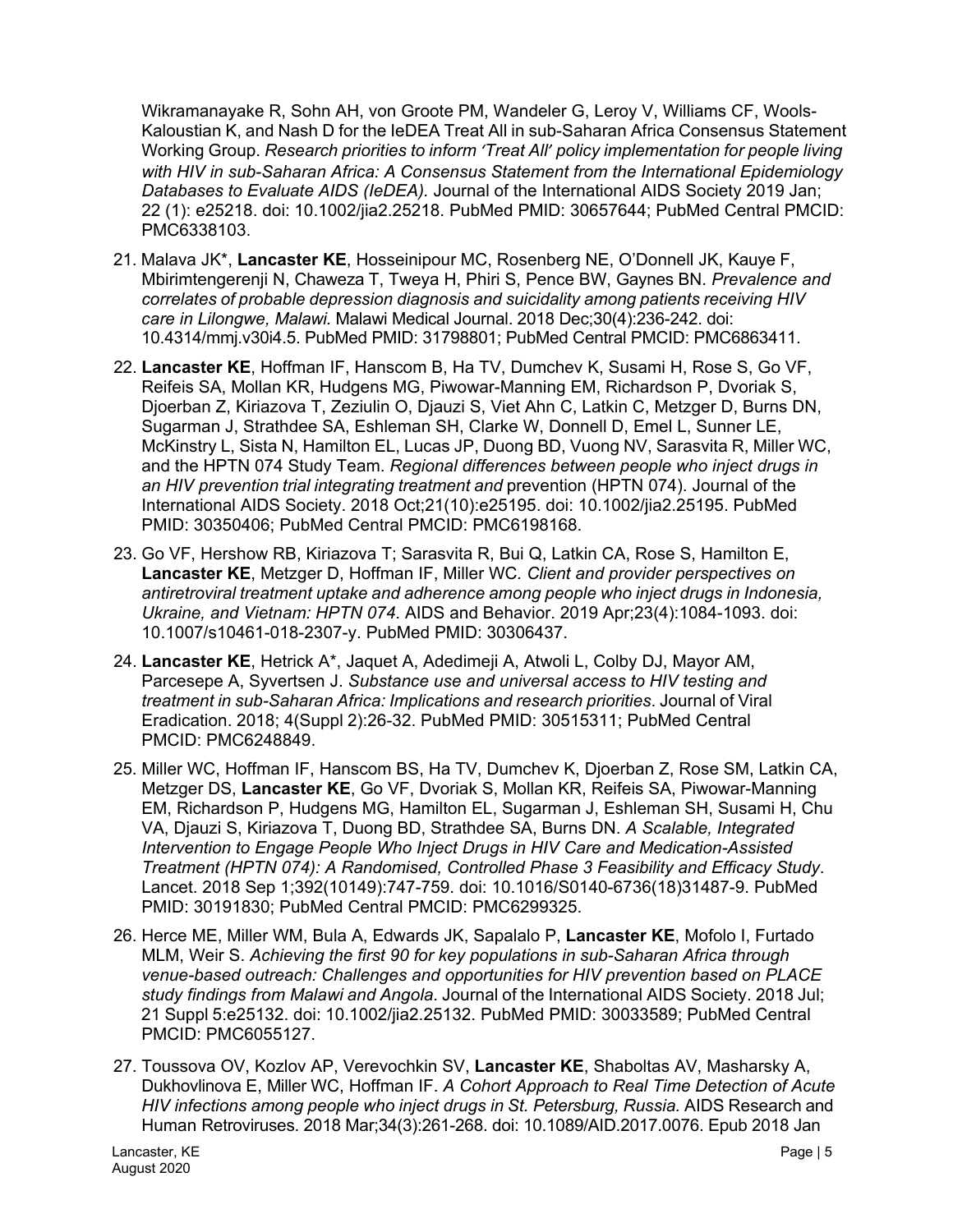Wikramanayake R, Sohn AH, von Groote PM, Wandeler G, Leroy V, Williams CF, Wools-Kaloustian K, and Nash D for the IeDEA Treat All in sub-Saharan Africa Consensus Statement Working Group. *Research priorities to inform 'Treat All' policy implementation for people living with HIV in sub-Saharan Africa: A Consensus Statement from the International Epidemiology Databases to Evaluate AIDS (IeDEA).* Journal of the International AIDS Society 2019 Jan; 22 (1): e25218. doi: 10.1002/jia2.25218. PubMed PMID: 30657644; PubMed Central PMCID: PMC6338103.

21. Malava JK*, **Lancaster KE**, Hosseinipour MC, Rosenberg NE, O'Donnell JK, Kauye F, Mbirimtengerenji N, Chaweza T, Tweya H, Phiri S, Pence BW, Gaynes BN. *Prevalence and correlates of probable depression diagnosis and suicidality among patients receiving HIV care in Lilongwe, Malawi.* Malawi Medical Journal. 2018 Dec;30(4):236-242. doi: 10.4314/mmj.v30i4.5. PubMed PMID: 31798801; PubMed Central PMCID: PMC6863411.

22. **Lancaster KE**, Hoffman IF, Hanscom B, Ha TV, Dumchev K, Susami H, Rose S, Go VF, Reifeis SA, Mollan KR, Hudgens MG, Piwowar-Manning EM, Richardson P, Dvoriak S, Djoerban Z, Kiriazova T, Zeziulin O, Djauzi S, Viet Ahn C, Latkin C, Metzger D, Burns DN, Sugarman J, Strathdee SA, Eshleman SH, Clarke W, Donnell D, Emel L, Sunner LE, McKinstry L, Sista N, Hamilton EL, Lucas JP, Duong BD, Vuong NV, Sarasvita R, Miller WC, and the HPTN 074 Study Team. *Regional differences between people who inject drugs in an HIV prevention trial integrating treatment and* prevention (HPTN 074). Journal of the International AIDS Society. 2018 Oct;21(10):e25195. doi: 10.1002/jia2.25195. PubMed PMID: 30350406; PubMed Central PMCID: PMC6198168.

23. Go VF, Hershow RB, Kiriazova T; Sarasvita R, Bui Q, Latkin CA, Rose S, Hamilton E, **Lancaster KE**, Metzger D, Hoffman IF, Miller WC*. Client and provider perspectives on antiretroviral treatment uptake and adherence among people who inject drugs in Indonesia, Ukraine, and Vietnam: HPTN 074*. AIDS and Behavior. 2019 Apr;23(4):1084-1093. doi: 10.1007/s10461-018-2307-y. PubMed PMID: 30306437.

24. **Lancaster KE**, Hetrick A*, Jaquet A, Adedimeji A, Atwoli L, Colby DJ, Mayor AM, Parcesepe A, Syvertsen J. *Substance use and universal access to HIV testing and treatment in sub-Saharan Africa: Implications and research priorities*. Journal of Viral Eradication. 2018; 4(Suppl 2):26-32. PubMed PMID: 30515311; PubMed Central PMCID: PMC6248849.

25. Miller WC, Hoffman IF, Hanscom BS, Ha TV, Dumchev K, Djoerban Z, Rose SM, Latkin CA, Metzger DS, **Lancaster KE**, Go VF, Dvoriak S, Mollan KR, Reifeis SA, Piwowar-Manning EM, Richardson P, Hudgens MG, Hamilton EL, Sugarman J, Eshleman SH, Susami H, Chu VA, Djauzi S, Kiriazova T, Duong BD, Strathdee SA, Burns DN. *A Scalable, Integrated Intervention to Engage People Who Inject Drugs in HIV Care and Medication-Assisted Treatment (HPTN 074): A Randomised, Controlled Phase 3 Feasibility and Efficacy Study*. Lancet. 2018 Sep 1;392(10149):747-759. doi: 10.1016/S0140-6736(18)31487-9. PubMed PMID: 30191830; PubMed Central PMCID: PMC6299325.

26. Herce ME, Miller WM, Bula A, Edwards JK, Sapalalo P, **Lancaster KE**, Mofolo I, Furtado MLM, Weir S. *Achieving the first 90 for key populations in sub-Saharan Africa through venue-based outreach: Challenges and opportunities for HIV prevention based on PLACE study findings from Malawi and Angola*. Journal of the International AIDS Society. 2018 Jul; 21 Suppl 5:e25132. doi: 10.1002/jia2.25132. PubMed PMID: 30033589; PubMed Central PMCID: PMC6055127.

27. Toussova OV, Kozlov AP, Verevochkin SV, **Lancaster KE**, Shaboltas AV, Masharsky A, Dukhovlinova E, Miller WC, Hoffman IF. *A Cohort Approach to Real Time Detection of Acute HIV infections among people who inject drugs in St. Petersburg, Russia.* AIDS Research and Human Retroviruses. 2018 Mar;34(3):261-268. doi: 10.1089/AID.2017.0076. Epub 2018 Jan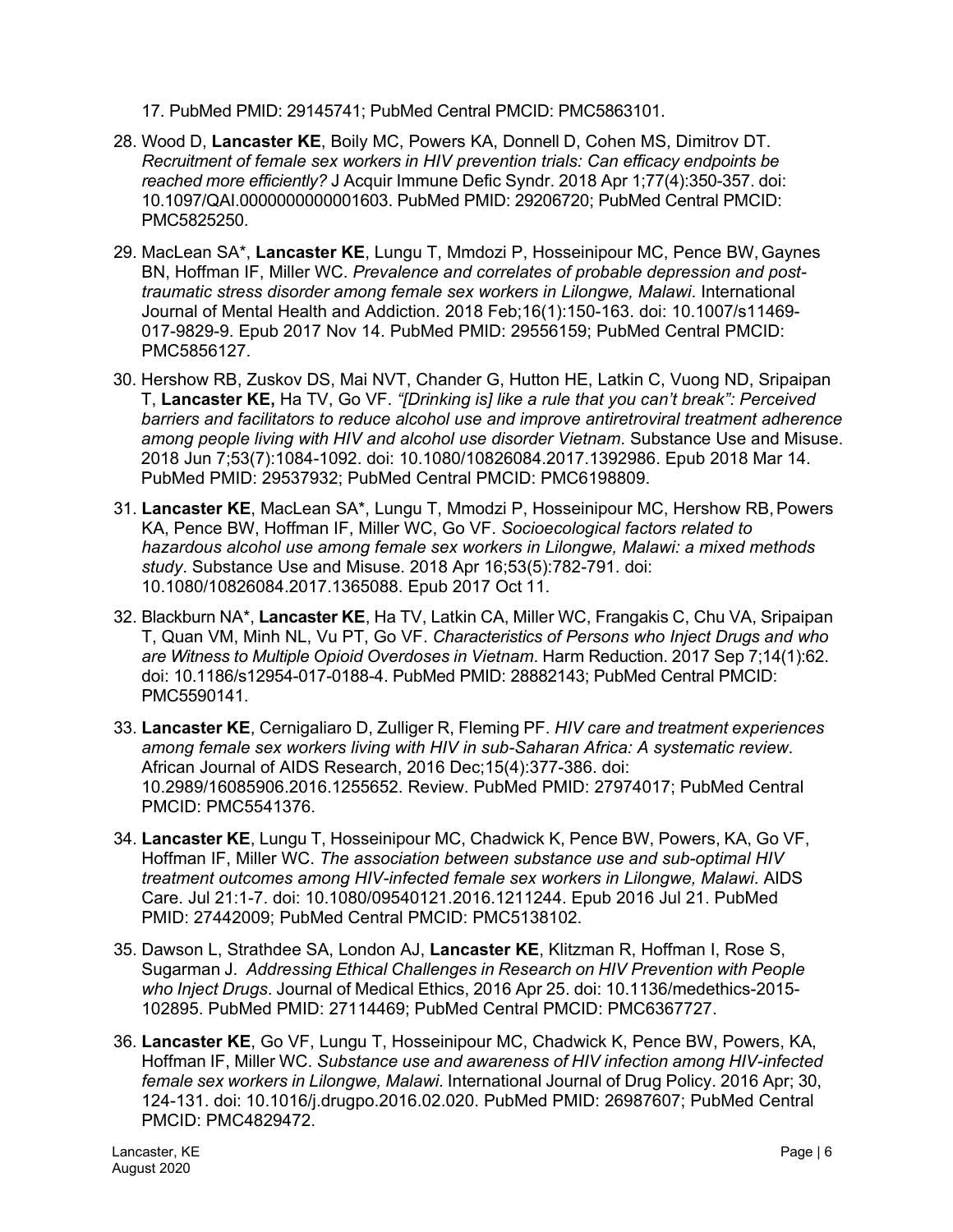17. PubMed PMID: 29145741; PubMed Central PMCID: PMC5863101.

28. Wood D, **Lancaster KE**, Boily MC, Powers KA, Donnell D, Cohen MS, Dimitrov DT. *Recruitment of female sex workers in HIV prevention trials: Can efficacy endpoints be reached more efficiently?* J Acquir Immune Defic Syndr. 2018 Apr 1;77(4):350-357. doi: 10.1097/QAI.0000000000001603. PubMed PMID: 29206720; PubMed Central PMCID: PMC5825250.

29. MacLean SA*, **Lancaster KE**, Lungu T, Mmdozi P, Hosseinipour MC, Pence BW, Gaynes BN, Hoffman IF, Miller WC. *Prevalence and correlates of probable depression and post-traumatic stress disorder among female sex workers in Lilongwe, Malawi*. International Journal of Mental Health and Addiction. 2018 Feb;16(1):150-163. doi: 10.1007/s11469-017-9829-9. Epub 2017 Nov 14. PubMed PMID: 29556159; PubMed Central PMCID: PMC5856127.

30. Hershow RB, Zuskov DS, Mai NVT, Chander G, Hutton HE, Latkin C, Vuong ND, Sripaipan T, **Lancaster KE,** Ha TV, Go VF. *"[Drinking is] like a rule that you can't break": Perceived barriers and facilitators to reduce alcohol use and improve antiretroviral treatment adherence among people living with HIV and alcohol use disorder Vietnam*. Substance Use and Misuse. 2018 Jun 7;53(7):1084-1092. doi: 10.1080/10826084.2017.1392986. Epub 2018 Mar 14. PubMed PMID: 29537932; PubMed Central PMCID: PMC6198809.

31. **Lancaster KE**, MacLean SA*, Lungu T, Mmodzi P, Hosseinipour MC, Hershow RB, Powers KA, Pence BW, Hoffman IF, Miller WC, Go VF. *Socioecological factors related to hazardous alcohol use among female sex workers in Lilongwe, Malawi: a mixed methods study*. Substance Use and Misuse. 2018 Apr 16;53(5):782-791. doi: 10.1080/10826084.2017.1365088. Epub 2017 Oct 11.

32. Blackburn NA*, **Lancaster KE**, Ha TV, Latkin CA, Miller WC, Frangakis C, Chu VA, Sripaipan T, Quan VM, Minh NL, Vu PT, Go VF. *Characteristics of Persons who Inject Drugs and who are Witness to Multiple Opioid Overdoses in Vietnam*. Harm Reduction. 2017 Sep 7;14(1):62. doi: 10.1186/s12954-017-0188-4. PubMed PMID: 28882143; PubMed Central PMCID: PMC5590141.

33. **Lancaster KE**, Cernigaliaro D, Zulliger R, Fleming PF. *HIV care and treatment experiences among female sex workers living with HIV in sub-Saharan Africa: A systematic review*. African Journal of AIDS Research, 2016 Dec;15(4):377-386. doi: 10.2989/16085906.2016.1255652. Review. PubMed PMID: 27974017; PubMed Central PMCID: PMC5541376.

34. **Lancaster KE**, Lungu T, Hosseinipour MC, Chadwick K, Pence BW, Powers, KA, Go VF, Hoffman IF, Miller WC. *The association between substance use and sub-optimal HIV treatment outcomes among HIV-infected female sex workers in Lilongwe, Malawi*. AIDS Care. Jul 21:1-7. doi: 10.1080/09540121.2016.1211244. Epub 2016 Jul 21. PubMed PMID: 27442009; PubMed Central PMCID: PMC5138102.

35. Dawson L, Strathdee SA, London AJ, **Lancaster KE**, Klitzman R, Hoffman I, Rose S, Sugarman J. *Addressing Ethical Challenges in Research on HIV Prevention with People who Inject Drugs*. Journal of Medical Ethics, 2016 Apr 25. doi: 10.1136/medethics-2015-102895. PubMed PMID: 27114469; PubMed Central PMCID: PMC6367727.

36. **Lancaster KE**, Go VF, Lungu T, Hosseinipour MC, Chadwick K, Pence BW, Powers, KA, Hoffman IF, Miller WC. *Substance use and awareness of HIV infection among HIV-infected female sex workers in Lilongwe, Malawi*. International Journal of Drug Policy. 2016 Apr; 30, 124-131. doi: 10.1016/j.drugpo.2016.02.020. PubMed PMID: 26987607; PubMed Central PMCID: PMC4829472.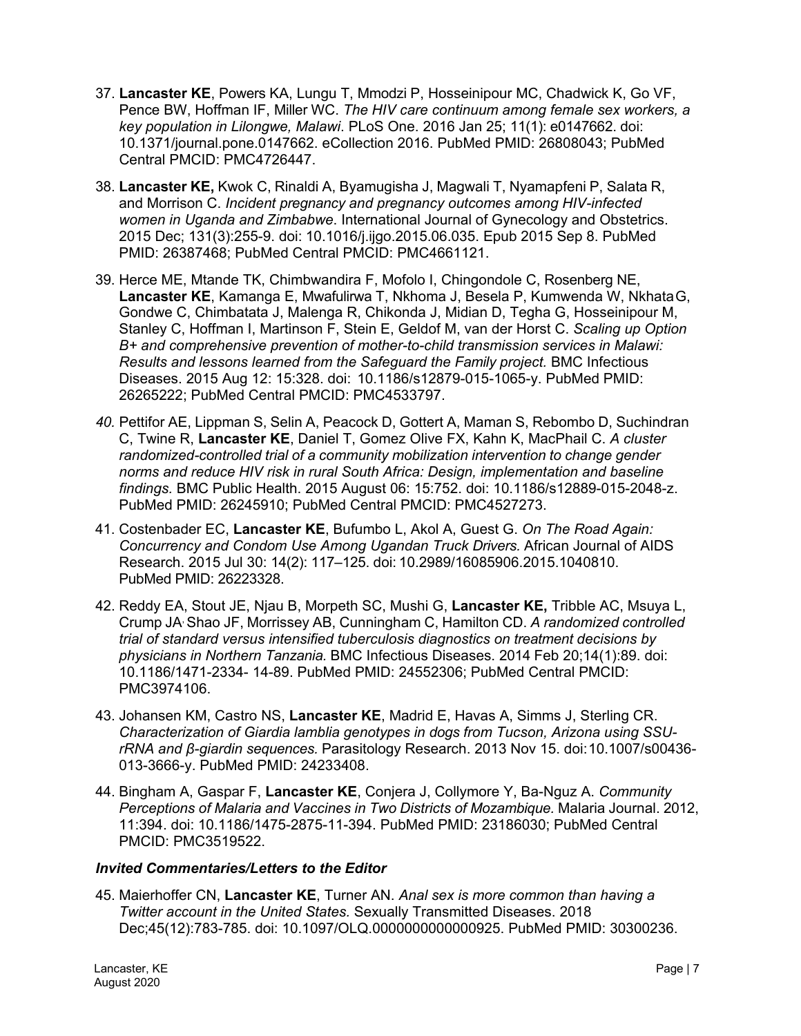37. **Lancaster KE**, Powers KA, Lungu T, Mmodzi P, Hosseinipour MC, Chadwick K, Go VF, Pence BW, Hoffman IF, Miller WC. *The HIV care continuum among female sex workers, a key population in Lilongwe, Malawi*. PLoS One. 2016 Jan 25; 11(1): e0147662. doi: 10.1371/journal.pone.0147662. eCollection 2016. PubMed PMID: 26808043; PubMed Central PMCID: PMC4726447.

38. **Lancaster KE,** Kwok C, Rinaldi A, Byamugisha J, Magwali T, Nyamapfeni P, Salata R, and Morrison C. *Incident pregnancy and pregnancy outcomes among HIV-infected women in Uganda and Zimbabwe*. International Journal of Gynecology and Obstetrics. 2015 Dec; 131(3):255-9. doi: 10.1016/j.ijgo.2015.06.035. Epub 2015 Sep 8. PubMed PMID: 26387468; PubMed Central PMCID: PMC4661121.

39. Herce ME, Mtande TK, Chimbwandira F, Mofolo I, Chingondole C, Rosenberg NE, **Lancaster KE**, Kamanga E, Mwafulirwa T, Nkhoma J, Besela P, Kumwenda W, Nkhata G, Gondwe C, Chimbatata J, Malenga R, Chikonda J, Midian D, Tegha G, Hosseinipour M, Stanley C, Hoffman I, Martinson F, Stein E, Geldof M, van der Horst C. *Scaling up Option B+ and comprehensive prevention of mother-to-child transmission services in Malawi: Results and lessons learned from the Safeguard the Family project.* BMC Infectious Diseases. 2015 Aug 12: 15:328. doi: 10.1186/s12879-015-1065-y. PubMed PMID: 26265222; PubMed Central PMCID: PMC4533797.

40. Pettifor AE, Lippman S, Selin A, Peacock D, Gottert A, Maman S, Rebombo D, Suchindran C, Twine R, **Lancaster KE**, Daniel T, Gomez Olive FX, Kahn K, MacPhail C. *A cluster randomized-controlled trial of a community mobilization intervention to change gender norms and reduce HIV risk in rural South Africa: Design, implementation and baseline findings.* BMC Public Health. 2015 August 06: 15:752. doi: 10.1186/s12889-015-2048-z. PubMed PMID: 26245910; PubMed Central PMCID: PMC4527273.

41. Costenbader EC, **Lancaster KE**, Bufumbo L, Akol A, Guest G. *On The Road Again: Concurrency and Condom Use Among Ugandan Truck Drivers.* African Journal of AIDS Research. 2015 Jul 30: 14(2): 117–125. doi: 10.2989/16085906.2015.1040810. PubMed PMID: 26223328.

42. Reddy EA, Stout JE, Njau B, Morpeth SC, Mushi G, **Lancaster KE,** Tribble AC, Msuya L, Crump JA, Shao JF, Morrissey AB, Cunningham C, Hamilton CD. *A randomized controlled trial of standard versus intensified tuberculosis diagnostics on treatment decisions by physicians in Northern Tanzania.* BMC Infectious Diseases. 2014 Feb 20;14(1):89. doi: 10.1186/1471-2334- 14-89. PubMed PMID: 24552306; PubMed Central PMCID: PMC3974106.

43. Johansen KM, Castro NS, **Lancaster KE**, Madrid E, Havas A, Simms J, Sterling CR. *Characterization of Giardia lamblia genotypes in dogs from Tucson, Arizona using SSU-rRNA and β-giardin sequences.* Parasitology Research. 2013 Nov 15. doi:10.1007/s00436-013-3666-y. PubMed PMID: 24233408.

44. Bingham A, Gaspar F, **Lancaster KE**, Conjera J, Collymore Y, Ba-Nguz A. *Community Perceptions of Malaria and Vaccines in Two Districts of Mozambique.* Malaria Journal. 2012, 11:394. doi: 10.1186/1475-2875-11-394. PubMed PMID: 23186030; PubMed Central PMCID: PMC3519522.

***Invited Commentaries/Letters to the Editor***

45. Maierhoffer CN, **Lancaster KE**, Turner AN. *Anal sex is more common than having a Twitter account in the United States.* Sexually Transmitted Diseases. 2018 Dec;45(12):783-785. doi: 10.1097/OLQ.0000000000000925. PubMed PMID: 30300236.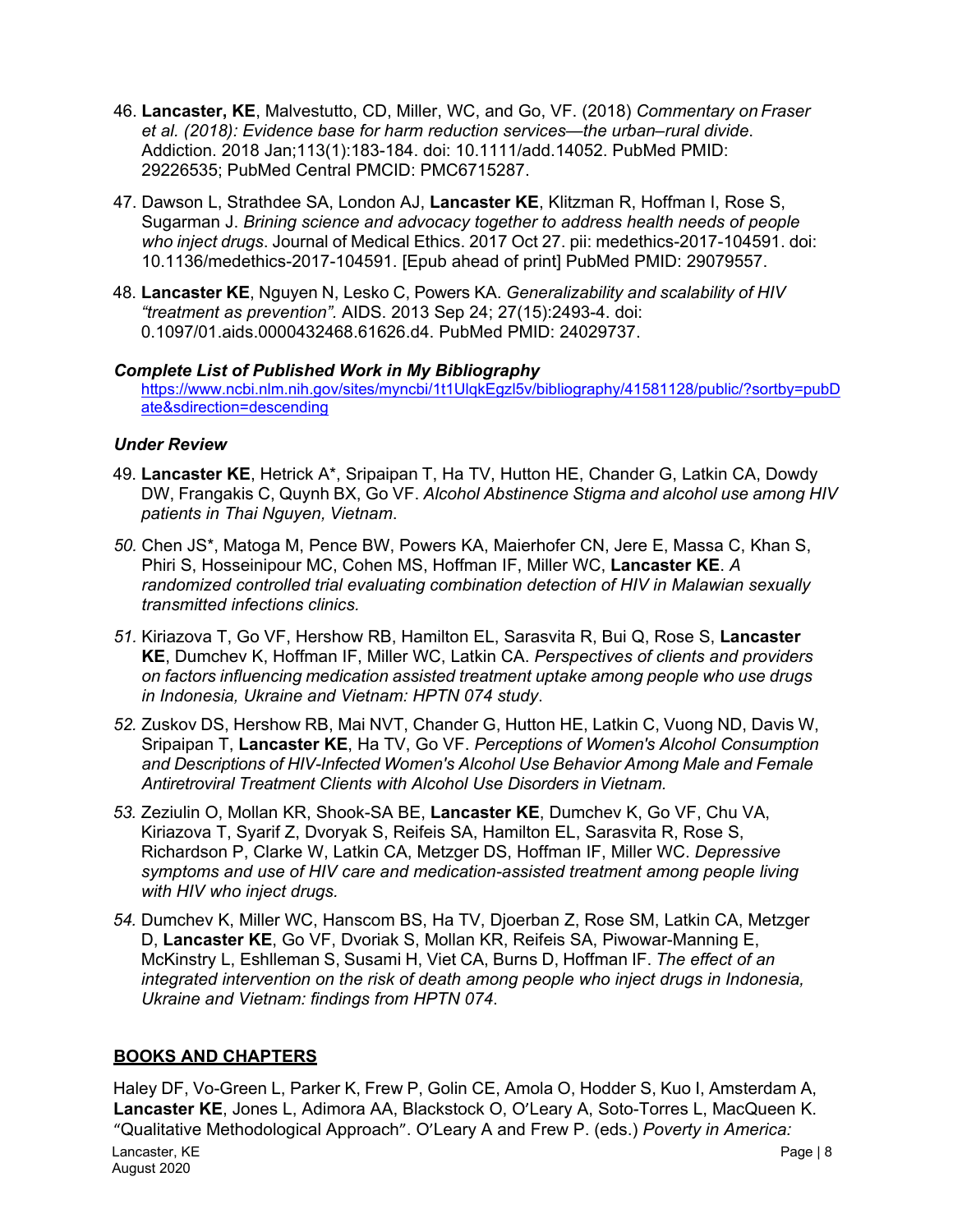46. **Lancaster, KE**, Malvestutto, CD, Miller, WC, and Go, VF. (2018) *Commentary on Fraser et al. (2018): Evidence base for harm reduction services—the urban–rural divide*. Addiction. 2018 Jan;113(1):183-184. doi: 10.1111/add.14052. PubMed PMID: 29226535; PubMed Central PMCID: PMC6715287.

47. Dawson L, Strathdee SA, London AJ, **Lancaster KE**, Klitzman R, Hoffman I, Rose S, Sugarman J. *Brining science and advocacy together to address health needs of people who inject drugs*. Journal of Medical Ethics. 2017 Oct 27. pii: medethics-2017-104591. doi: 10.1136/medethics-2017-104591. [Epub ahead of print] PubMed PMID: 29079557.

48. **Lancaster KE**, Nguyen N, Lesko C, Powers KA. *Generalizability and scalability of HIV "treatment as prevention".* AIDS. 2013 Sep 24; 27(15):2493-4. doi: 0.1097/01.aids.0000432468.61626.d4. PubMed PMID: 24029737.

***Complete List of Published Work in My Bibliography***

https://www.ncbi.nlm.nih.gov/sites/myncbi/1t1UlqkEgzl5v/bibliography/41581128/public/?sortby=pubDate&sdirection=descending

***Under Review***

49. **Lancaster KE**, Hetrick A*, Sripaipan T, Ha TV, Hutton HE, Chander G, Latkin CA, Dowdy DW, Frangakis C, Quynh BX, Go VF. *Alcohol Abstinence Stigma and alcohol use among HIV patients in Thai Nguyen, Vietnam*.

50. Chen JS*, Matoga M, Pence BW, Powers KA, Maierhofer CN, Jere E, Massa C, Khan S, Phiri S, Hosseinipour MC, Cohen MS, Hoffman IF, Miller WC, **Lancaster KE**. *A randomized controlled trial evaluating combination detection of HIV in Malawian sexually transmitted infections clinics.*

51. Kiriazova T, Go VF, Hershow RB, Hamilton EL, Sarasvita R, Bui Q, Rose S, **Lancaster KE**, Dumchev K, Hoffman IF, Miller WC, Latkin CA. *Perspectives of clients and providers on factors influencing medication assisted treatment uptake among people who use drugs in Indonesia, Ukraine and Vietnam: HPTN 074 study*.

52. Zuskov DS, Hershow RB, Mai NVT, Chander G, Hutton HE, Latkin C, Vuong ND, Davis W, Sripaipan T, **Lancaster KE**, Ha TV, Go VF. *Perceptions of Women's Alcohol Consumption and Descriptions of HIV-Infected Women's Alcohol Use Behavior Among Male and Female Antiretroviral Treatment Clients with Alcohol Use Disorders in Vietnam.*

53. Zeziulin O, Mollan KR, Shook-SA BE, **Lancaster KE**, Dumchev K, Go VF, Chu VA, Kiriazova T, Syarif Z, Dvoryak S, Reifeis SA, Hamilton EL, Sarasvita R, Rose S, Richardson P, Clarke W, Latkin CA, Metzger DS, Hoffman IF, Miller WC. *Depressive symptoms and use of HIV care and medication-assisted treatment among people living with HIV who inject drugs.*

54. Dumchev K, Miller WC, Hanscom BS, Ha TV, Djoerban Z, Rose SM, Latkin CA, Metzger D, **Lancaster KE**, Go VF, Dvoriak S, Mollan KR, Reifeis SA, Piwowar-Manning E, McKinstry L, Eshlleman S, Susami H, Viet CA, Burns D, Hoffman IF. *The effect of an integrated intervention on the risk of death among people who inject drugs in Indonesia, Ukraine and Vietnam: findings from HPTN 074*.

## BOOKS AND CHAPTERS

Haley DF, Vo-Green L, Parker K, Frew P, Golin CE, Amola O, Hodder S, Kuo I, Amsterdam A, **Lancaster KE**, Jones L, Adimora AA, Blackstock O, O'Leary A, Soto-Torres L, MacQueen K. "Qualitative Methodological Approach". O'Leary A and Frew P. (eds.) *Poverty in America:*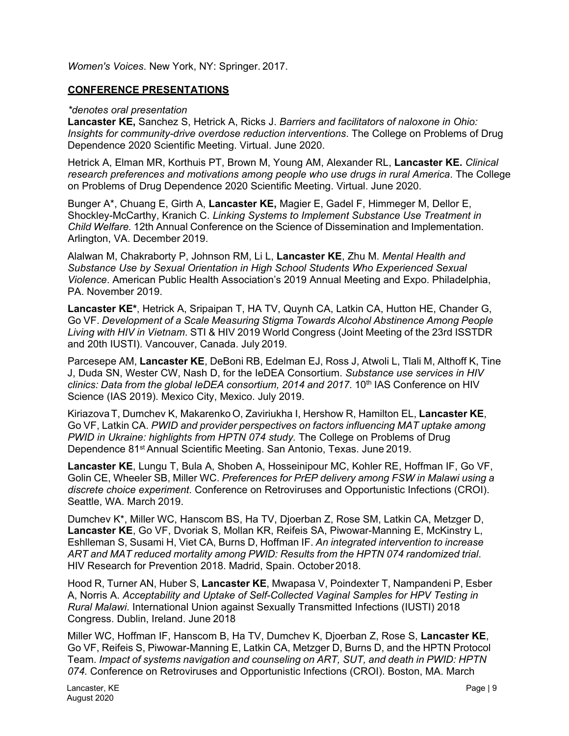*Women's Voices*. New York, NY: Springer. 2017.

## CONFERENCE PRESENTATIONS

*\*denotes oral presentation*

**Lancaster KE,** Sanchez S, Hetrick A, Ricks J. *Barriers and facilitators of naloxone in Ohio: Insights for community-drive overdose reduction interventions*. The College on Problems of Drug Dependence 2020 Scientific Meeting. Virtual. June 2020.

Hetrick A, Elman MR, Korthuis PT, Brown M, Young AM, Alexander RL, **Lancaster KE.** *Clinical research preferences and motivations among people who use drugs in rural America*. The College on Problems of Drug Dependence 2020 Scientific Meeting. Virtual. June 2020.

Bunger A\*, Chuang E, Girth A, **Lancaster KE,** Magier E, Gadel F, Himmeger M, Dellor E, Shockley-McCarthy, Kranich C. *Linking Systems to Implement Substance Use Treatment in Child Welfare.* 12th Annual Conference on the Science of Dissemination and Implementation. Arlington, VA. December 2019.

Alalwan M, Chakraborty P, Johnson RM, Li L, **Lancaster KE**, Zhu M. *Mental Health and Substance Use by Sexual Orientation in High School Students Who Experienced Sexual Violence*. American Public Health Association's 2019 Annual Meeting and Expo. Philadelphia, PA. November 2019.

**Lancaster KE\***, Hetrick A, Sripaipan T, HA TV, Quynh CA, Latkin CA, Hutton HE, Chander G, Go VF. *Development of a Scale Measuring Stigma Towards Alcohol Abstinence Among People Living with HIV in Vietnam*. STI & HIV 2019 World Congress (Joint Meeting of the 23rd ISSTDR and 20th IUSTI). Vancouver, Canada. July 2019.

Parcesepe AM, **Lancaster KE**, DeBoni RB, Edelman EJ, Ross J, Atwoli L, Tlali M, Althoff K, Tine J, Duda SN, Wester CW, Nash D, for the IeDEA Consortium. *Substance use services in HIV clinics: Data from the global IeDEA consortium, 2014 and 2017*. 10th IAS Conference on HIV Science (IAS 2019). Mexico City, Mexico. July 2019.

Kiriazova T, Dumchev K, Makarenko O, Zaviriukha I, Hershow R, Hamilton EL, **Lancaster KE**, Go VF, Latkin CA. *PWID and provider perspectives on factors influencing MAT uptake among PWID in Ukraine: highlights from HPTN 074 study.* The College on Problems of Drug Dependence 81st Annual Scientific Meeting. San Antonio, Texas. June 2019.

**Lancaster KE**, Lungu T, Bula A, Shoben A, Hosseinipour MC, Kohler RE, Hoffman IF, Go VF, Golin CE, Wheeler SB, Miller WC. *Preferences for PrEP delivery among FSW in Malawi using a discrete choice experiment*. Conference on Retroviruses and Opportunistic Infections (CROI). Seattle, WA. March 2019.

Dumchev K\*, Miller WC, Hanscom BS, Ha TV, Djoerban Z, Rose SM, Latkin CA, Metzger D, **Lancaster KE**, Go VF, Dvoriak S, Mollan KR, Reifeis SA, Piwowar-Manning E, McKinstry L, Eshlleman S, Susami H, Viet CA, Burns D, Hoffman IF. *An integrated intervention to increase ART and MAT reduced mortality among PWID: Results from the HPTN 074 randomized trial*. HIV Research for Prevention 2018. Madrid, Spain. October 2018.

Hood R, Turner AN, Huber S, **Lancaster KE**, Mwapasa V, Poindexter T, Nampandeni P, Esber A, Norris A. *Acceptability and Uptake of Self-Collected Vaginal Samples for HPV Testing in Rural Malawi*. International Union against Sexually Transmitted Infections (IUSTI) 2018 Congress. Dublin, Ireland. June 2018

Miller WC, Hoffman IF, Hanscom B, Ha TV, Dumchev K, Djoerban Z, Rose S, **Lancaster KE**, Go VF, Reifeis S, Piwowar-Manning E, Latkin CA, Metzger D, Burns D, and the HPTN Protocol Team. *Impact of systems navigation and counseling on ART, SUT, and death in PWID: HPTN 074.* Conference on Retroviruses and Opportunistic Infections (CROI). Boston, MA. March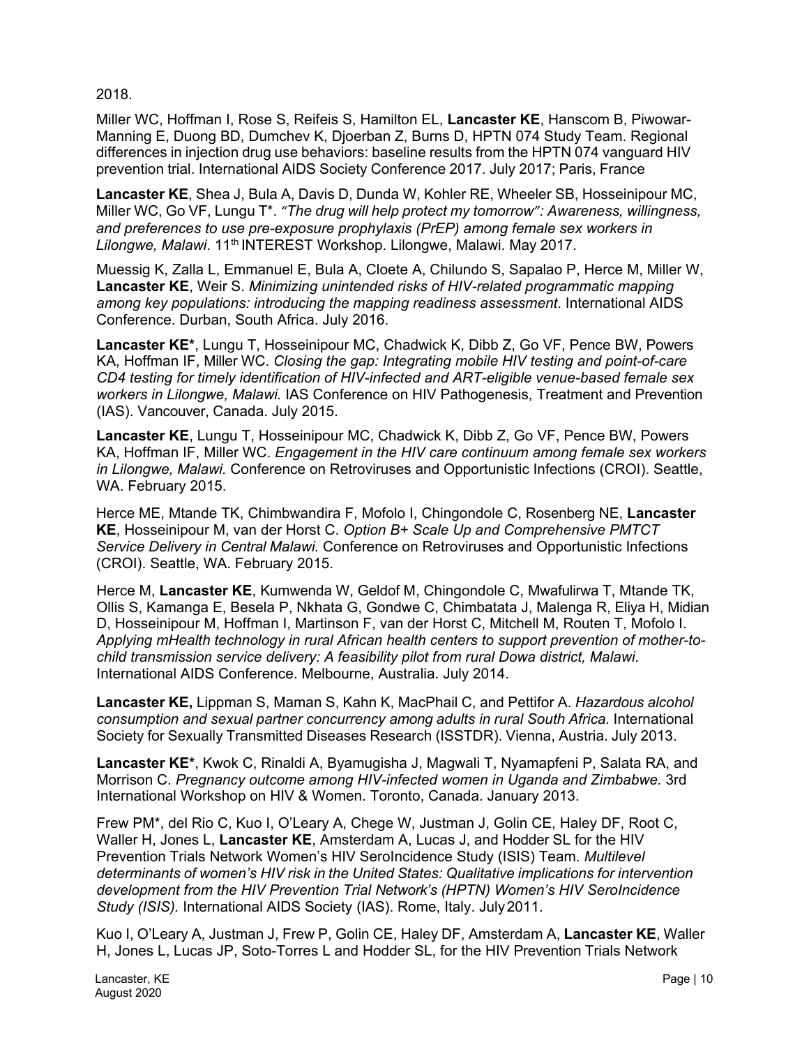2018.

Miller WC, Hoffman I, Rose S, Reifeis S, Hamilton EL, **Lancaster KE**, Hanscom B, Piwowar-Manning E, Duong BD, Dumchev K, Djoerban Z, Burns D, HPTN 074 Study Team. Regional differences in injection drug use behaviors: baseline results from the HPTN 074 vanguard HIV prevention trial. International AIDS Society Conference 2017. July 2017; Paris, France

**Lancaster KE**, Shea J, Bula A, Davis D, Dunda W, Kohler RE, Wheeler SB, Hosseinipour MC, Miller WC, Go VF, Lungu T*. *"The drug will help protect my tomorrow": Awareness, willingness, and preferences to use pre-exposure prophylaxis (PrEP) among female sex workers in Lilongwe, Malawi*. 11th INTEREST Workshop. Lilongwe, Malawi. May 2017.

Muessig K, Zalla L, Emmanuel E, Bula A, Cloete A, Chilundo S, Sapalao P, Herce M, Miller W, **Lancaster KE**, Weir S. *Minimizing unintended risks of HIV-related programmatic mapping among key populations: introducing the mapping readiness assessment*. International AIDS Conference. Durban, South Africa. July 2016.

**Lancaster KE***, Lungu T, Hosseinipour MC, Chadwick K, Dibb Z, Go VF, Pence BW, Powers KA, Hoffman IF, Miller WC. *Closing the gap: Integrating mobile HIV testing and point-of-care CD4 testing for timely identification of HIV-infected and ART-eligible venue-based female sex workers in Lilongwe, Malawi.* IAS Conference on HIV Pathogenesis, Treatment and Prevention (IAS). Vancouver, Canada. July 2015.

**Lancaster KE**, Lungu T, Hosseinipour MC, Chadwick K, Dibb Z, Go VF, Pence BW, Powers KA, Hoffman IF, Miller WC. *Engagement in the HIV care continuum among female sex workers in Lilongwe, Malawi.* Conference on Retroviruses and Opportunistic Infections (CROI). Seattle, WA. February 2015.

Herce ME, Mtande TK, Chimbwandira F, Mofolo I, Chingondole C, Rosenberg NE, **Lancaster KE**, Hosseinipour M, van der Horst C. *Option B+ Scale Up and Comprehensive PMTCT Service Delivery in Central Malawi.* Conference on Retroviruses and Opportunistic Infections (CROI). Seattle, WA. February 2015.

Herce M, **Lancaster KE**, Kumwenda W, Geldof M, Chingondole C, Mwafulirwa T, Mtande TK, Ollis S, Kamanga E, Besela P, Nkhata G, Gondwe C, Chimbatata J, Malenga R, Eliya H, Midian D, Hosseinipour M, Hoffman I, Martinson F, van der Horst C, Mitchell M, Routen T, Mofolo I. *Applying mHealth technology in rural African health centers to support prevention of mother-to-child transmission service delivery: A feasibility pilot from rural Dowa district, Malawi*. International AIDS Conference. Melbourne, Australia. July 2014.

**Lancaster KE,** Lippman S, Maman S, Kahn K, MacPhail C, and Pettifor A. *Hazardous alcohol consumption and sexual partner concurrency among adults in rural South Africa.* International Society for Sexually Transmitted Diseases Research (ISSTDR). Vienna, Austria. July 2013.

**Lancaster KE***, Kwok C, Rinaldi A, Byamugisha J, Magwali T, Nyamapfeni P, Salata RA, and Morrison C. *Pregnancy outcome among HIV-infected women in Uganda and Zimbabwe.* 3rd International Workshop on HIV & Women. Toronto, Canada. January 2013.

Frew PM*, del Rio C, Kuo I, O'Leary A, Chege W, Justman J, Golin CE, Haley DF, Root C, Waller H, Jones L, **Lancaster KE**, Amsterdam A, Lucas J, and Hodder SL for the HIV Prevention Trials Network Women's HIV SeroIncidence Study (ISIS) Team. *Multilevel determinants of women's HIV risk in the United States: Qualitative implications for intervention development from the HIV Prevention Trial Network's (HPTN) Women's HIV SeroIncidence Study (ISIS).* International AIDS Society (IAS). Rome, Italy. July 2011.

Kuo I, O'Leary A, Justman J, Frew P, Golin CE, Haley DF, Amsterdam A, **Lancaster KE**, Waller H, Jones L, Lucas JP, Soto-Torres L and Hodder SL, for the HIV Prevention Trials Network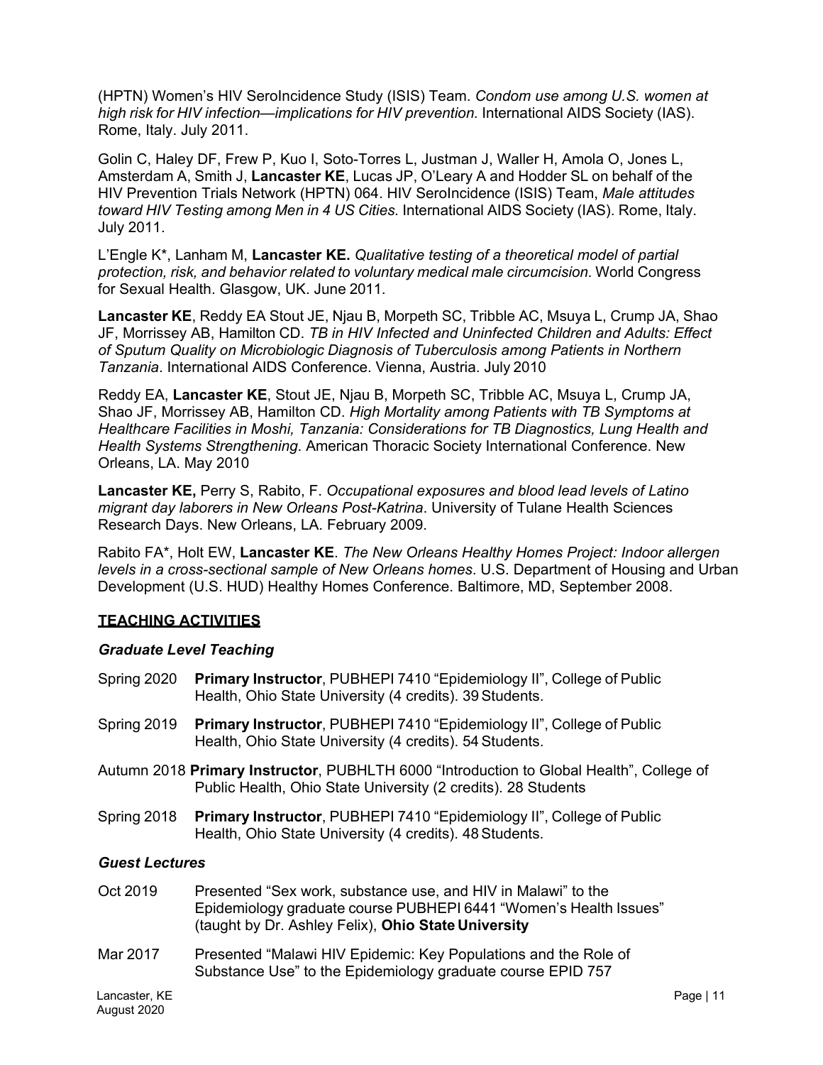(HPTN) Women's HIV SeroIncidence Study (ISIS) Team. *Condom use among U.S. women at high risk for HIV infection—implications for HIV prevention.* International AIDS Society (IAS). Rome, Italy. July 2011.

Golin C, Haley DF, Frew P, Kuo I, Soto-Torres L, Justman J, Waller H, Amola O, Jones L, Amsterdam A, Smith J, **Lancaster KE**, Lucas JP, O'Leary A and Hodder SL on behalf of the HIV Prevention Trials Network (HPTN) 064. HIV SeroIncidence (ISIS) Team, *Male attitudes toward HIV Testing among Men in 4 US Cities.* International AIDS Society (IAS). Rome, Italy. July 2011.

L'Engle K*, Lanham M, **Lancaster KE.** *Qualitative testing of a theoretical model of partial protection, risk, and behavior related to voluntary medical male circumcision.* World Congress for Sexual Health. Glasgow, UK. June 2011.

**Lancaster KE**, Reddy EA Stout JE, Njau B, Morpeth SC, Tribble AC, Msuya L, Crump JA, Shao JF, Morrissey AB, Hamilton CD. *TB in HIV Infected and Uninfected Children and Adults: Effect of Sputum Quality on Microbiologic Diagnosis of Tuberculosis among Patients in Northern Tanzania*. International AIDS Conference. Vienna, Austria. July 2010

Reddy EA, **Lancaster KE**, Stout JE, Njau B, Morpeth SC, Tribble AC, Msuya L, Crump JA, Shao JF, Morrissey AB, Hamilton CD. *High Mortality among Patients with TB Symptoms at Healthcare Facilities in Moshi, Tanzania: Considerations for TB Diagnostics, Lung Health and Health Systems Strengthening*. American Thoracic Society International Conference. New Orleans, LA. May 2010

**Lancaster KE,** Perry S, Rabito, F. *Occupational exposures and blood lead levels of Latino migrant day laborers in New Orleans Post-Katrina*. University of Tulane Health Sciences Research Days. New Orleans, LA. February 2009.

Rabito FA*, Holt EW, **Lancaster KE**. *The New Orleans Healthy Homes Project: Indoor allergen levels in a cross-sectional sample of New Orleans homes*. U.S. Department of Housing and Urban Development (U.S. HUD) Healthy Homes Conference. Baltimore, MD, September 2008.

## TEACHING ACTIVITIES

### *Graduate Level Teaching*

Spring 2020 **Primary Instructor**, PUBHEPI 7410 "Epidemiology II", College of Public Health, Ohio State University (4 credits). 39 Students.

Spring 2019 **Primary Instructor**, PUBHEPI 7410 "Epidemiology II", College of Public Health, Ohio State University (4 credits). 54 Students.

Autumn 2018 **Primary Instructor**, PUBHLTH 6000 "Introduction to Global Health", College of Public Health, Ohio State University (2 credits). 28 Students

Spring 2018 **Primary Instructor**, PUBHEPI 7410 "Epidemiology II", College of Public Health, Ohio State University (4 credits). 48 Students.

### *Guest Lectures*

Oct 2019 Presented "Sex work, substance use, and HIV in Malawi" to the Epidemiology graduate course PUBHEPI 6441 "Women's Health Issues" (taught by Dr. Ashley Felix), **Ohio State University**

Mar 2017 Presented "Malawi HIV Epidemic: Key Populations and the Role of Substance Use" to the Epidemiology graduate course EPID 757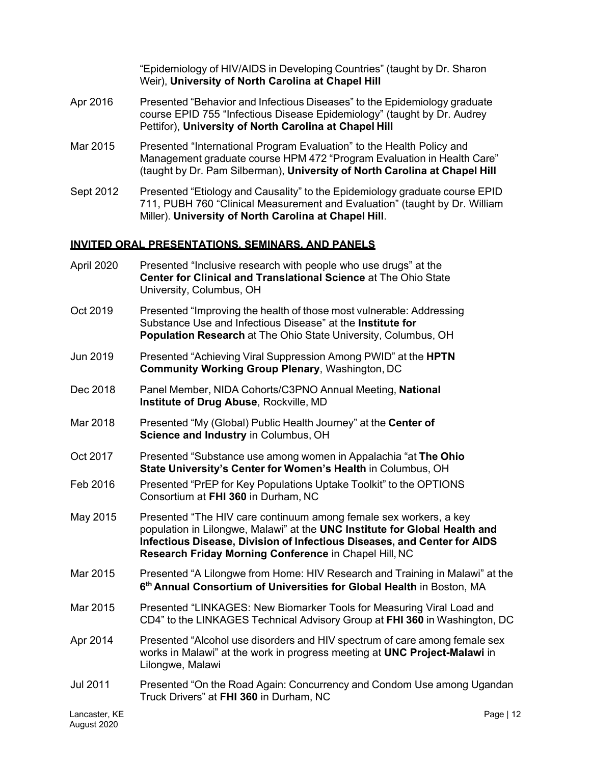"Epidemiology of HIV/AIDS in Developing Countries" (taught by Dr. Sharon Weir), **University of North Carolina at Chapel Hill**

Apr 2016 Presented "Behavior and Infectious Diseases" to the Epidemiology graduate course EPID 755 "Infectious Disease Epidemiology" (taught by Dr. Audrey Pettifor), **University of North Carolina at Chapel Hill**

Mar 2015 Presented "International Program Evaluation" to the Health Policy and Management graduate course HPM 472 "Program Evaluation in Health Care" (taught by Dr. Pam Silberman), **University of North Carolina at Chapel Hill**

Sept 2012 Presented "Etiology and Causality" to the Epidemiology graduate course EPID 711, PUBH 760 "Clinical Measurement and Evaluation" (taught by Dr. William Miller). **University of North Carolina at Chapel Hill**.

## INVITED ORAL PRESENTATIONS, SEMINARS, AND PANELS

April 2020 Presented "Inclusive research with people who use drugs" at the **Center for Clinical and Translational Science** at The Ohio State University, Columbus, OH

Oct 2019 Presented "Improving the health of those most vulnerable: Addressing Substance Use and Infectious Disease" at the **Institute for Population Research** at The Ohio State University, Columbus, OH

Jun 2019 Presented "Achieving Viral Suppression Among PWID" at the **HPTN Community Working Group Plenary**, Washington, DC

Dec 2018 Panel Member, NIDA Cohorts/C3PNO Annual Meeting, **National Institute of Drug Abuse**, Rockville, MD

Mar 2018 Presented "My (Global) Public Health Journey" at the **Center of Science and Industry** in Columbus, OH

Oct 2017 Presented "Substance use among women in Appalachia "at **The Ohio State University's Center for Women's Health** in Columbus, OH

Feb 2016 Presented "PrEP for Key Populations Uptake Toolkit" to the OPTIONS Consortium at **FHI 360** in Durham, NC

May 2015 Presented "The HIV care continuum among female sex workers, a key population in Lilongwe, Malawi" at the **UNC Institute for Global Health and Infectious Disease, Division of Infectious Diseases, and Center for AIDS Research Friday Morning Conference** in Chapel Hill, NC

Mar 2015 Presented "A Lilongwe from Home: HIV Research and Training in Malawi" at the **6th Annual Consortium of Universities for Global Health** in Boston, MA

Mar 2015 Presented "LINKAGES: New Biomarker Tools for Measuring Viral Load and CD4" to the LINKAGES Technical Advisory Group at **FHI 360** in Washington, DC

Apr 2014 Presented "Alcohol use disorders and HIV spectrum of care among female sex works in Malawi" at the work in progress meeting at **UNC Project-Malawi** in Lilongwe, Malawi

Jul 2011 Presented "On the Road Again: Concurrency and Condom Use among Ugandan Truck Drivers" at **FHI 360** in Durham, NC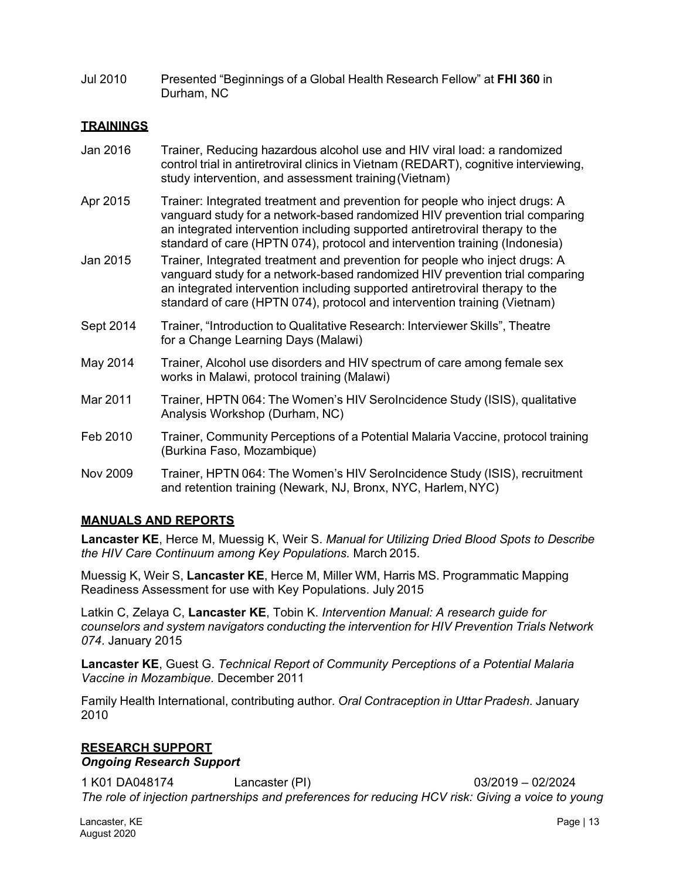Jul 2010 Presented "Beginnings of a Global Health Research Fellow" at **FHI 360** in Durham, NC

## TRAININGS

Jan 2016 Trainer, Reducing hazardous alcohol use and HIV viral load: a randomized control trial in antiretroviral clinics in Vietnam (REDART), cognitive interviewing, study intervention, and assessment training (Vietnam)

Apr 2015 Trainer: Integrated treatment and prevention for people who inject drugs: A vanguard study for a network-based randomized HIV prevention trial comparing an integrated intervention including supported antiretroviral therapy to the standard of care (HPTN 074), protocol and intervention training (Indonesia)

Jan 2015 Trainer, Integrated treatment and prevention for people who inject drugs: A vanguard study for a network-based randomized HIV prevention trial comparing an integrated intervention including supported antiretroviral therapy to the standard of care (HPTN 074), protocol and intervention training (Vietnam)

Sept 2014 Trainer, "Introduction to Qualitative Research: Interviewer Skills", Theatre for a Change Learning Days (Malawi)

May 2014 Trainer, Alcohol use disorders and HIV spectrum of care among female sex works in Malawi, protocol training (Malawi)

Mar 2011 Trainer, HPTN 064: The Women's HIV SeroIncidence Study (ISIS), qualitative Analysis Workshop (Durham, NC)

Feb 2010 Trainer, Community Perceptions of a Potential Malaria Vaccine, protocol training (Burkina Faso, Mozambique)

Nov 2009 Trainer, HPTN 064: The Women's HIV SeroIncidence Study (ISIS), recruitment and retention training (Newark, NJ, Bronx, NYC, Harlem, NYC)

## MANUALS AND REPORTS

**Lancaster KE**, Herce M, Muessig K, Weir S. *Manual for Utilizing Dried Blood Spots to Describe the HIV Care Continuum among Key Populations.* March 2015.

Muessig K, Weir S, **Lancaster KE**, Herce M, Miller WM, Harris MS. Programmatic Mapping Readiness Assessment for use with Key Populations. July 2015

Latkin C, Zelaya C, **Lancaster KE**, Tobin K. *Intervention Manual: A research guide for counselors and system navigators conducting the intervention for HIV Prevention Trials Network 074*. January 2015

**Lancaster KE**, Guest G. *Technical Report of Community Perceptions of a Potential Malaria Vaccine in Mozambique.* December 2011

Family Health International, contributing author*. Oral Contraception in Uttar Pradesh.* January 2010

## RESEARCH SUPPORT

***Ongoing Research Support***

1 K01 DA048174 Lancaster (PI) 03/2019 – 02/2024

*The role of injection partnerships and preferences for reducing HCV risk: Giving a voice to young*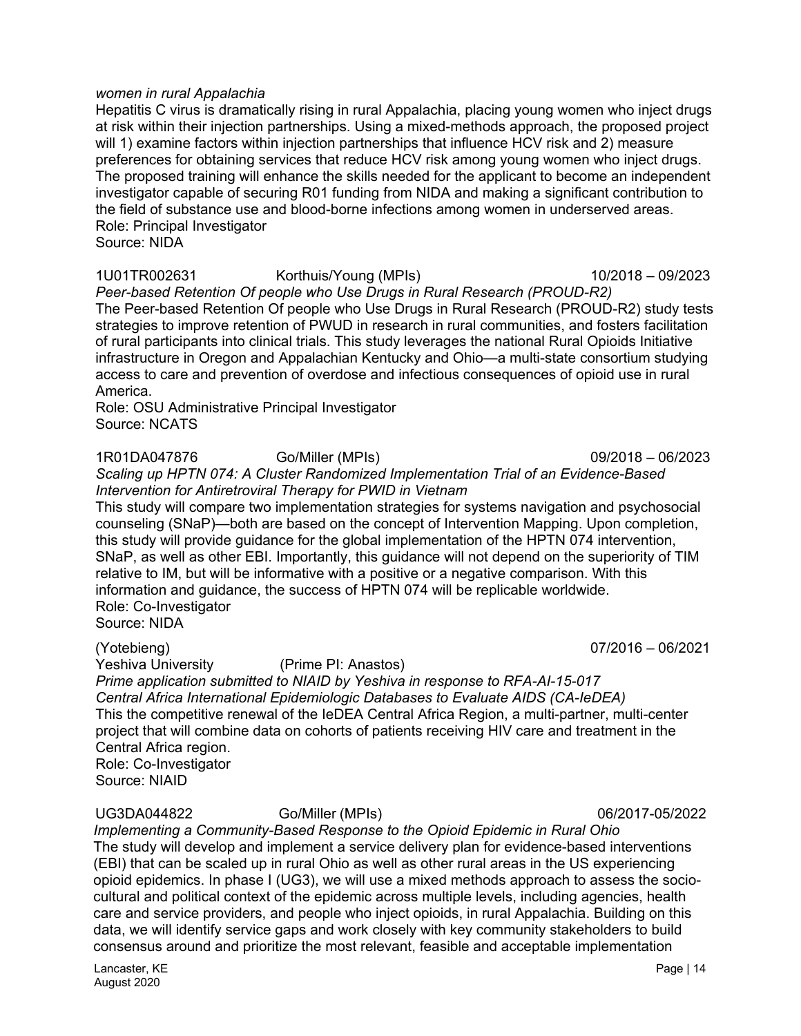*women in rural Appalachia*
Hepatitis C virus is dramatically rising in rural Appalachia, placing young women who inject drugs at risk within their injection partnerships. Using a mixed-methods approach, the proposed project will 1) examine factors within injection partnerships that influence HCV risk and 2) measure preferences for obtaining services that reduce HCV risk among young women who inject drugs. The proposed training will enhance the skills needed for the applicant to become an independent investigator capable of securing R01 funding from NIDA and making a significant contribution to the field of substance use and blood-borne infections among women in underserved areas.
Role: Principal Investigator
Source: NIDA

1U01TR002631 Korthuis/Young (MPIs) 10/2018 – 09/2023
*Peer-based Retention Of people who Use Drugs in Rural Research (PROUD-R2)*
The Peer-based Retention Of people who Use Drugs in Rural Research (PROUD-R2) study tests strategies to improve retention of PWUD in research in rural communities, and fosters facilitation of rural participants into clinical trials. This study leverages the national Rural Opioids Initiative infrastructure in Oregon and Appalachian Kentucky and Ohio—a multi-state consortium studying access to care and prevention of overdose and infectious consequences of opioid use in rural America.
Role: OSU Administrative Principal Investigator
Source: NCATS

1R01DA047876 Go/Miller (MPIs) 09/2018 – 06/2023
*Scaling up HPTN 074: A Cluster Randomized Implementation Trial of an Evidence-Based Intervention for Antiretroviral Therapy for PWID in Vietnam*
This study will compare two implementation strategies for systems navigation and psychosocial counseling (SNaP)—both are based on the concept of Intervention Mapping. Upon completion, this study will provide guidance for the global implementation of the HPTN 074 intervention, SNaP, as well as other EBI. Importantly, this guidance will not depend on the superiority of TIM relative to IM, but will be informative with a positive or a negative comparison. With this information and guidance, the success of HPTN 074 will be replicable worldwide.
Role: Co-Investigator
Source: NIDA

(Yotebieng) 07/2016 – 06/2021
Yeshiva University (Prime PI: Anastos)
*Prime application submitted to NIAID by Yeshiva in response to RFA-AI-15-017*
*Central Africa International Epidemiologic Databases to Evaluate AIDS (CA-IeDEA)*
This the competitive renewal of the IeDEA Central Africa Region, a multi-partner, multi-center project that will combine data on cohorts of patients receiving HIV care and treatment in the Central Africa region.
Role: Co-Investigator
Source: NIAID

UG3DA044822 Go/Miller (MPIs) 06/2017-05/2022
*Implementing a Community-Based Response to the Opioid Epidemic in Rural Ohio*
The study will develop and implement a service delivery plan for evidence-based interventions (EBI) that can be scaled up in rural Ohio as well as other rural areas in the US experiencing opioid epidemics. In phase I (UG3), we will use a mixed methods approach to assess the socio-cultural and political context of the epidemic across multiple levels, including agencies, health care and service providers, and people who inject opioids, in rural Appalachia. Building on this data, we will identify service gaps and work closely with key community stakeholders to build consensus around and prioritize the most relevant, feasible and acceptable implementation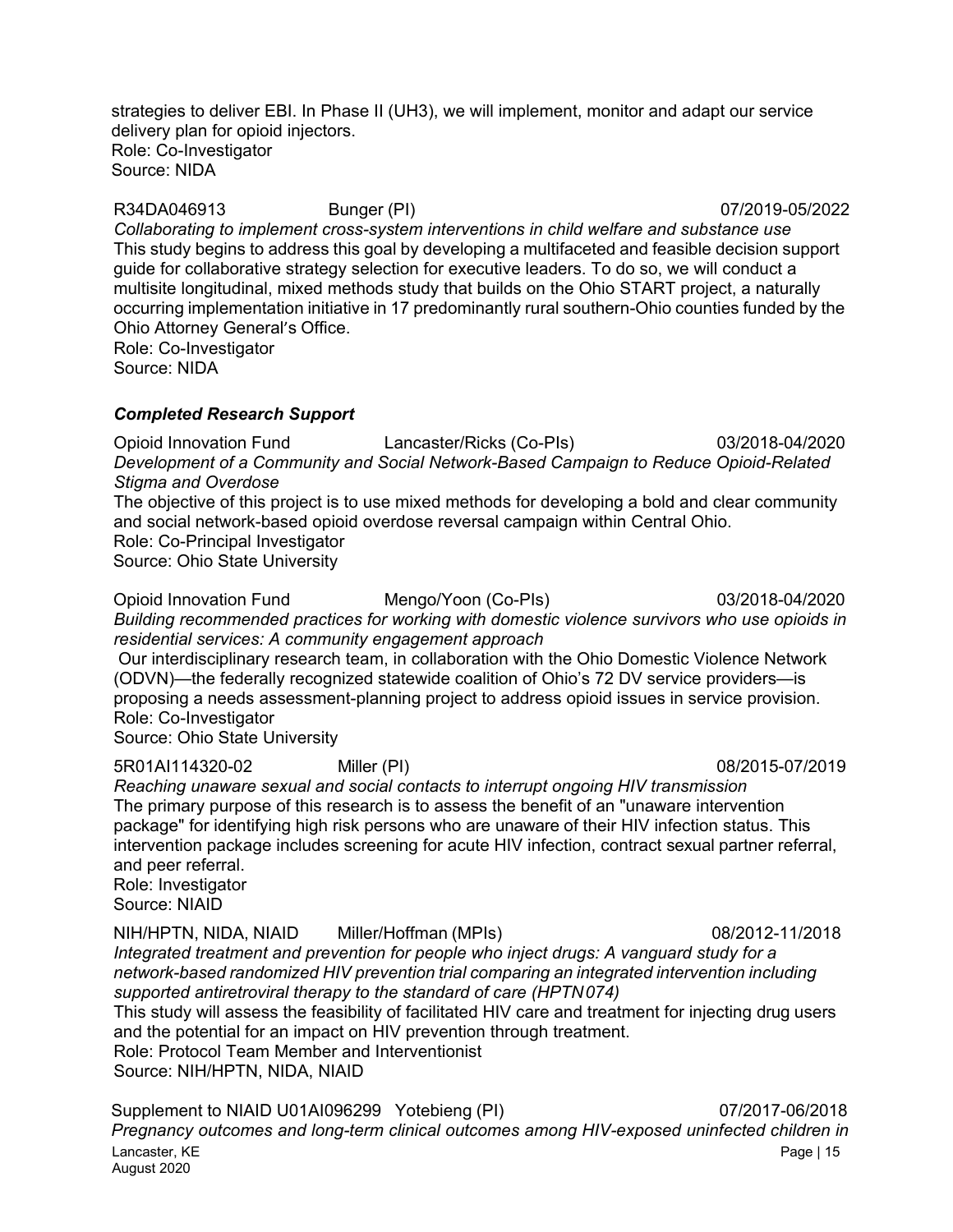strategies to deliver EBI. In Phase II (UH3), we will implement, monitor and adapt our service delivery plan for opioid injectors.
Role: Co-Investigator
Source: NIDA

R34DA046913 Bunger (PI) 07/2019-05/2022
*Collaborating to implement cross-system interventions in child welfare and substance use*
This study begins to address this goal by developing a multifaceted and feasible decision support guide for collaborative strategy selection for executive leaders. To do so, we will conduct a multisite longitudinal, mixed methods study that builds on the Ohio START project, a naturally occurring implementation initiative in 17 predominantly rural southern-Ohio counties funded by the Ohio Attorney General's Office.
Role: Co-Investigator
Source: NIDA

### *Completed Research Support*

Opioid Innovation Fund Lancaster/Ricks (Co-PIs) 03/2018-04/2020
*Development of a Community and Social Network-Based Campaign to Reduce Opioid-Related Stigma and Overdose*
The objective of this project is to use mixed methods for developing a bold and clear community and social network-based opioid overdose reversal campaign within Central Ohio.
Role: Co-Principal Investigator
Source: Ohio State University

Opioid Innovation Fund Mengo/Yoon (Co-PIs) 03/2018-04/2020
*Building recommended practices for working with domestic violence survivors who use opioids in residential services: A community engagement approach*
Our interdisciplinary research team, in collaboration with the Ohio Domestic Violence Network (ODVN)—the federally recognized statewide coalition of Ohio's 72 DV service providers—is proposing a needs assessment-planning project to address opioid issues in service provision.
Role: Co-Investigator
Source: Ohio State University

5R01AI114320-02 Miller (PI) 08/2015-07/2019
*Reaching unaware sexual and social contacts to interrupt ongoing HIV transmission*
The primary purpose of this research is to assess the benefit of an "unaware intervention package" for identifying high risk persons who are unaware of their HIV infection status. This intervention package includes screening for acute HIV infection, contract sexual partner referral, and peer referral.
Role: Investigator
Source: NIAID

NIH/HPTN, NIDA, NIAID Miller/Hoffman (MPIs) 08/2012-11/2018
*Integrated treatment and prevention for people who inject drugs: A vanguard study for a network-based randomized HIV prevention trial comparing an integrated intervention including supported antiretroviral therapy to the standard of care (HPTN 074)*
This study will assess the feasibility of facilitated HIV care and treatment for injecting drug users and the potential for an impact on HIV prevention through treatment.
Role: Protocol Team Member and Interventionist
Source: NIH/HPTN, NIDA, NIAID

Supplement to NIAID U01AI096299 Yotebieng (PI) 07/2017-06/2018
*Pregnancy outcomes and long-term clinical outcomes among HIV-exposed uninfected children in*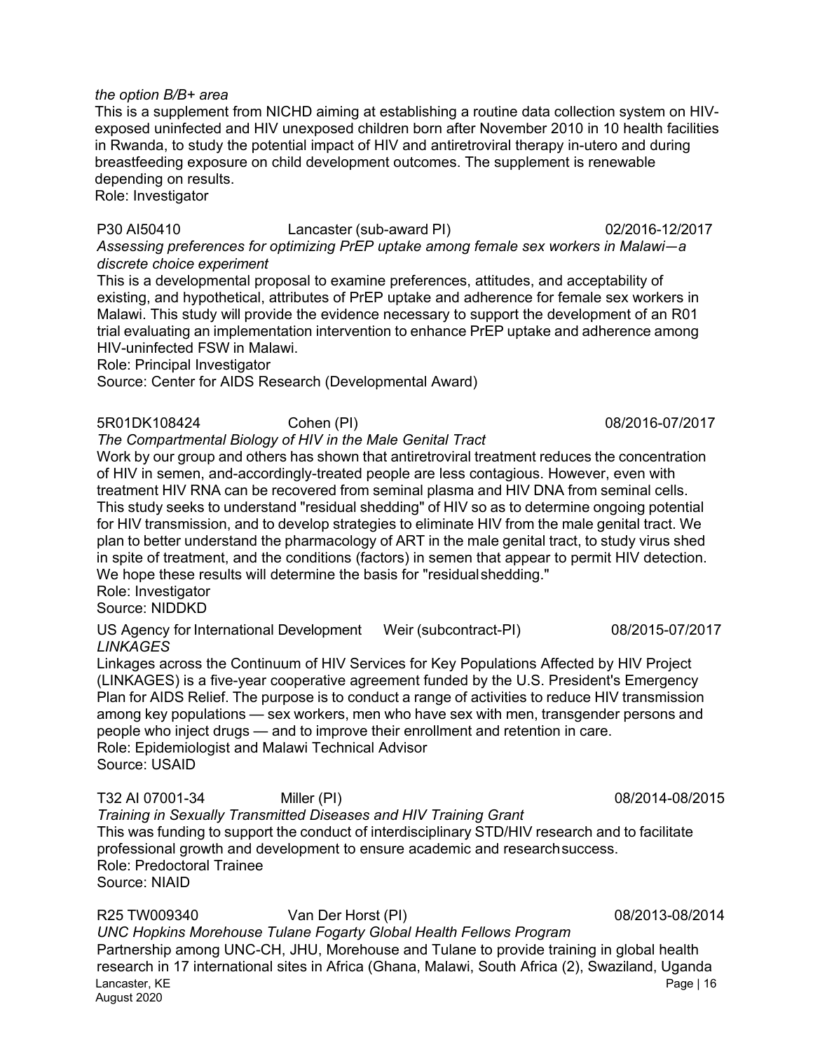*the option B/B+ area*

This is a supplement from NICHD aiming at establishing a routine data collection system on HIV-exposed uninfected and HIV unexposed children born after November 2010 in 10 health facilities in Rwanda, to study the potential impact of HIV and antiretroviral therapy in-utero and during breastfeeding exposure on child development outcomes. The supplement is renewable depending on results.
Role: Investigator

P30 AI50410 Lancaster (sub-award PI) 02/2016-12/2017
*Assessing preferences for optimizing PrEP uptake among female sex workers in Malawi—a discrete choice experiment*
This is a developmental proposal to examine preferences, attitudes, and acceptability of existing, and hypothetical, attributes of PrEP uptake and adherence for female sex workers in Malawi. This study will provide the evidence necessary to support the development of an R01 trial evaluating an implementation intervention to enhance PrEP uptake and adherence among HIV-uninfected FSW in Malawi.
Role: Principal Investigator
Source: Center for AIDS Research (Developmental Award)

5R01DK108424 Cohen (PI) 08/2016-07/2017
*The Compartmental Biology of HIV in the Male Genital Tract*
Work by our group and others has shown that antiretroviral treatment reduces the concentration of HIV in semen, and-accordingly-treated people are less contagious. However, even with treatment HIV RNA can be recovered from seminal plasma and HIV DNA from seminal cells. This study seeks to understand "residual shedding" of HIV so as to determine ongoing potential for HIV transmission, and to develop strategies to eliminate HIV from the male genital tract. We plan to better understand the pharmacology of ART in the male genital tract, to study virus shed in spite of treatment, and the conditions (factors) in semen that appear to permit HIV detection. We hope these results will determine the basis for "residual shedding."
Role: Investigator
Source: NIDDKD

US Agency for International Development Weir (subcontract-PI) 08/2015-07/2017
*LINKAGES*
Linkages across the Continuum of HIV Services for Key Populations Affected by HIV Project (LINKAGES) is a five-year cooperative agreement funded by the U.S. President's Emergency Plan for AIDS Relief. The purpose is to conduct a range of activities to reduce HIV transmission among key populations — sex workers, men who have sex with men, transgender persons and people who inject drugs — and to improve their enrollment and retention in care.
Role: Epidemiologist and Malawi Technical Advisor
Source: USAID

T32 AI 07001-34 Miller (PI) 08/2014-08/2015
*Training in Sexually Transmitted Diseases and HIV Training Grant*
This was funding to support the conduct of interdisciplinary STD/HIV research and to facilitate professional growth and development to ensure academic and research success.
Role: Predoctoral Trainee
Source: NIAID

R25 TW009340 Van Der Horst (PI) 08/2013-08/2014
*UNC Hopkins Morehouse Tulane Fogarty Global Health Fellows Program*
Partnership among UNC-CH, JHU, Morehouse and Tulane to provide training in global health research in 17 international sites in Africa (Ghana, Malawi, South Africa (2), Swaziland, Uganda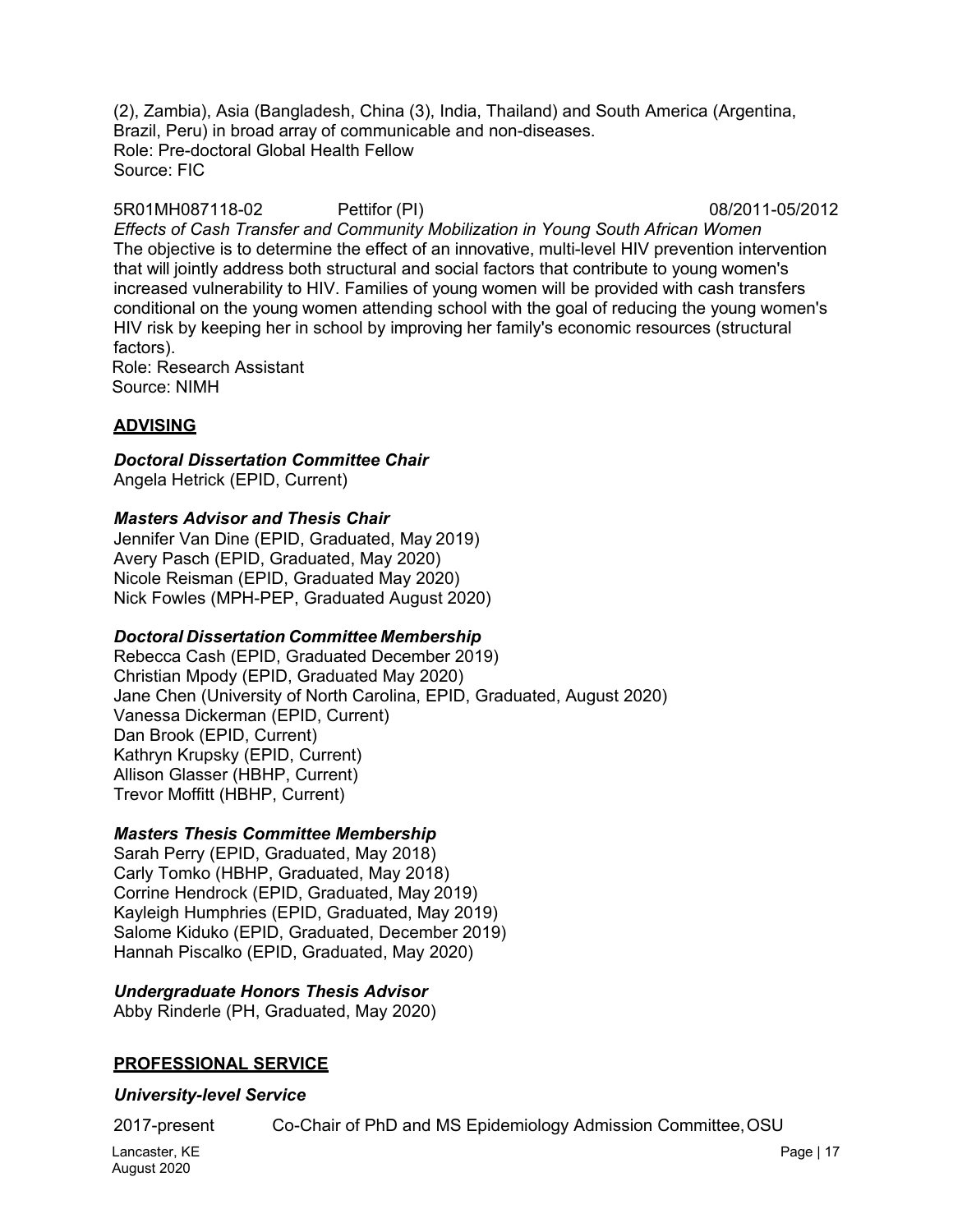(2), Zambia), Asia (Bangladesh, China (3), India, Thailand) and South America (Argentina, Brazil, Peru) in broad array of communicable and non-diseases.
Role: Pre-doctoral Global Health Fellow
Source: FIC

5R01MH087118-02 Pettifor (PI) 08/2011-05/2012
*Effects of Cash Transfer and Community Mobilization in Young South African Women*
The objective is to determine the effect of an innovative, multi-level HIV prevention intervention that will jointly address both structural and social factors that contribute to young women's increased vulnerability to HIV. Families of young women will be provided with cash transfers conditional on the young women attending school with the goal of reducing the young women's HIV risk by keeping her in school by improving her family's economic resources (structural factors).
Role: Research Assistant
Source: NIMH

## ADVISING

### *Doctoral Dissertation Committee Chair*
Angela Hetrick (EPID, Current)

### *Masters Advisor and Thesis Chair*
Jennifer Van Dine (EPID, Graduated, May 2019)
Avery Pasch (EPID, Graduated, May 2020)
Nicole Reisman (EPID, Graduated May 2020)
Nick Fowles (MPH-PEP, Graduated August 2020)

### *Doctoral Dissertation Committee Membership*
Rebecca Cash (EPID, Graduated December 2019)
Christian Mpody (EPID, Graduated May 2020)
Jane Chen (University of North Carolina, EPID, Graduated, August 2020)
Vanessa Dickerman (EPID, Current)
Dan Brook (EPID, Current)
Kathryn Krupsky (EPID, Current)
Allison Glasser (HBHP, Current)
Trevor Moffitt (HBHP, Current)

### *Masters Thesis Committee Membership*
Sarah Perry (EPID, Graduated, May 2018)
Carly Tomko (HBHP, Graduated, May 2018)
Corrine Hendrock (EPID, Graduated, May 2019)
Kayleigh Humphries (EPID, Graduated, May 2019)
Salome Kiduko (EPID, Graduated, December 2019)
Hannah Piscalko (EPID, Graduated, May 2020)

### *Undergraduate Honors Thesis Advisor*
Abby Rinderle (PH, Graduated, May 2020)

## PROFESSIONAL SERVICE

### *University-level Service*

2017-present Co-Chair of PhD and MS Epidemiology Admission Committee, OSU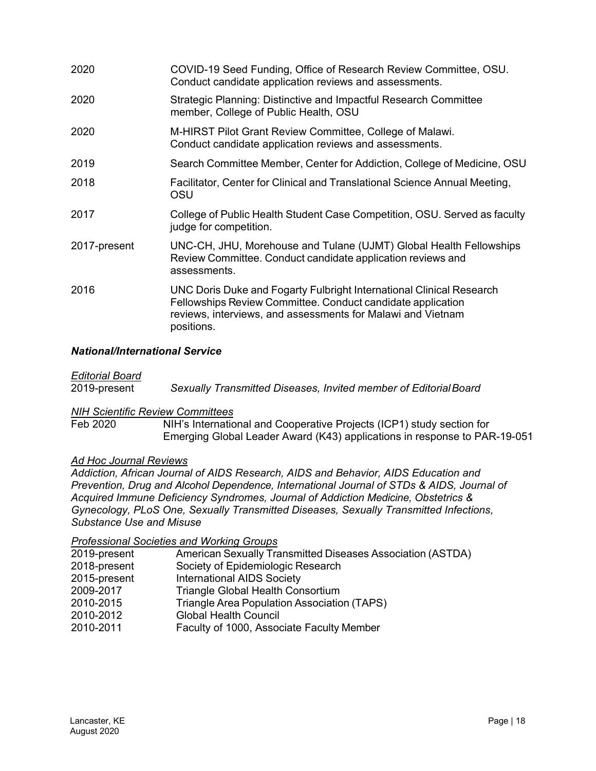| | |
|---|---|
| 2020 | COVID-19 Seed Funding, Office of Research Review Committee, OSU. Conduct candidate application reviews and assessments. |
| 2020 | Strategic Planning: Distinctive and Impactful Research Committee member, College of Public Health, OSU |
| 2020 | M-HIRST Pilot Grant Review Committee, College of Malawi. Conduct candidate application reviews and assessments. |
| 2019 | Search Committee Member, Center for Addiction, College of Medicine, OSU |
| 2018 | Facilitator, Center for Clinical and Translational Science Annual Meeting, OSU |
| 2017 | College of Public Health Student Case Competition, OSU. Served as faculty judge for competition. |
| 2017-present | UNC-CH, JHU, Morehouse and Tulane (UJMT) Global Health Fellowships Review Committee. Conduct candidate application reviews and assessments. |
| 2016 | UNC Doris Duke and Fogarty Fulbright International Clinical Research Fellowships Review Committee. Conduct candidate application reviews, interviews, and assessments for Malawi and Vietnam positions. |

### *National/International Service*

*Editorial Board*

2019-present *Sexually Transmitted Diseases, Invited member of Editorial Board*

*NIH Scientific Review Committees*

Feb 2020 NIH's International and Cooperative Projects (ICP1) study section for Emerging Global Leader Award (K43) applications in response to PAR-19-051

*Ad Hoc Journal Reviews*

*Addiction, African Journal of AIDS Research, AIDS and Behavior, AIDS Education and Prevention, Drug and Alcohol Dependence, International Journal of STDs & AIDS, Journal of Acquired Immune Deficiency Syndromes, Journal of Addiction Medicine, Obstetrics & Gynecology, PLoS One, Sexually Transmitted Diseases, Sexually Transmitted Infections, Substance Use and Misuse*

*Professional Societies and Working Groups*

| | |
|---|---|
| 2019-present | American Sexually Transmitted Diseases Association (ASTDA) |
| 2018-present | Society of Epidemiologic Research |
| 2015-present | International AIDS Society |
| 2009-2017 | Triangle Global Health Consortium |
| 2010-2015 | Triangle Area Population Association (TAPS) |
| 2010-2012 | Global Health Council |
| 2010-2011 | Faculty of 1000, Associate Faculty Member |